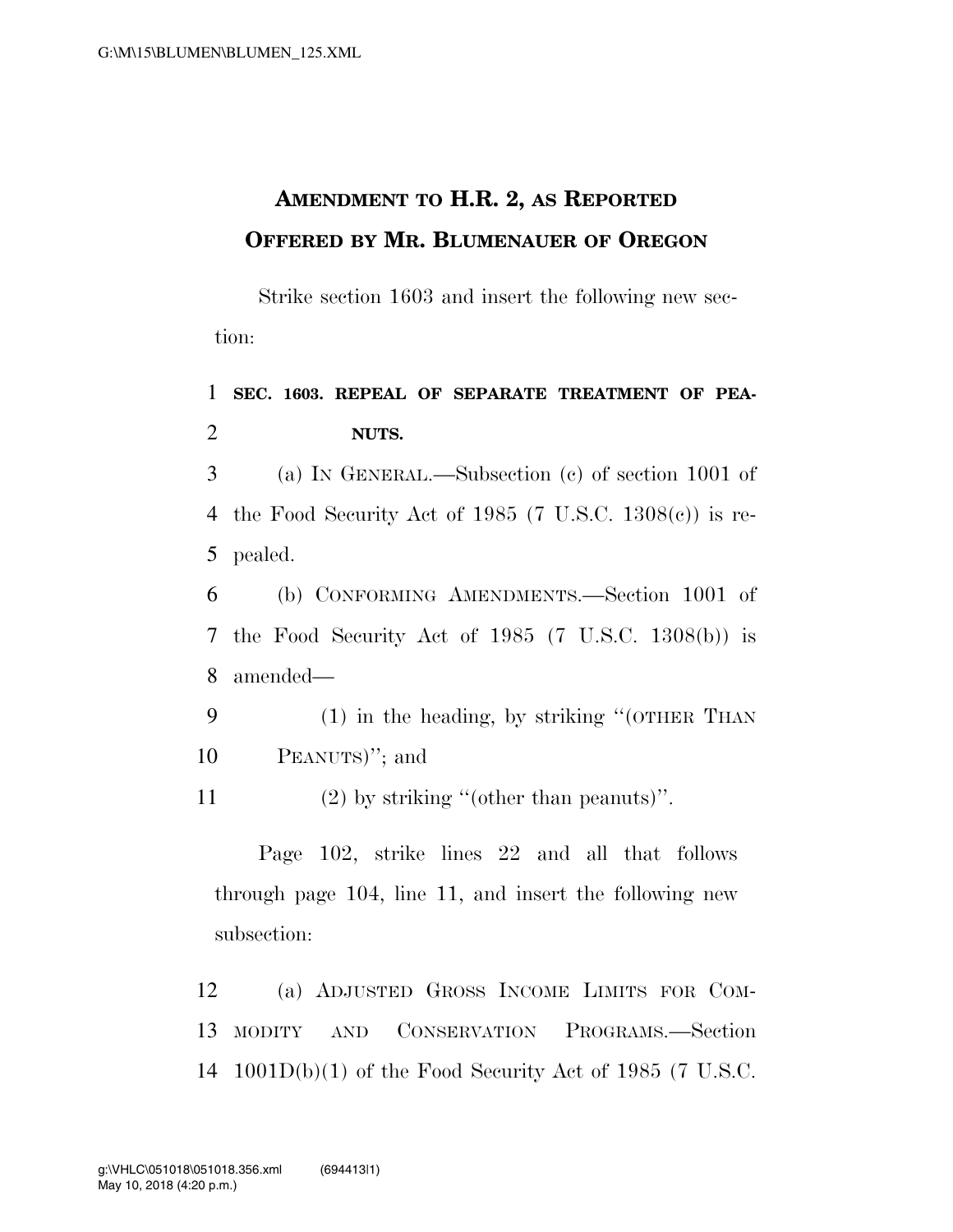# Amendment to H.R. 2, as Reported Offered by Mr. Blumenauer of Oregon

Strike section 1603 and insert the following new section:

**SEC. 1603. REPEAL OF SEPARATE TREATMENT OF PEANUTS.**

(a) IN GENERAL.—Subsection (c) of section 1001 of the Food Security Act of 1985 (7 U.S.C. 1308(c)) is repealed.

(b) CONFORMING AMENDMENTS.—Section 1001 of the Food Security Act of 1985 (7 U.S.C. 1308(b)) is amended—

(1) in the heading, by striking "(OTHER THAN PEANUTS)"; and

(2) by striking "(other than peanuts)".

Page 102, strike lines 22 and all that follows through page 104, line 11, and insert the following new subsection:

(a) ADJUSTED GROSS INCOME LIMITS FOR COMMODITY AND CONSERVATION PROGRAMS.—Section 1001D(b)(1) of the Food Security Act of 1985 (7 U.S.C.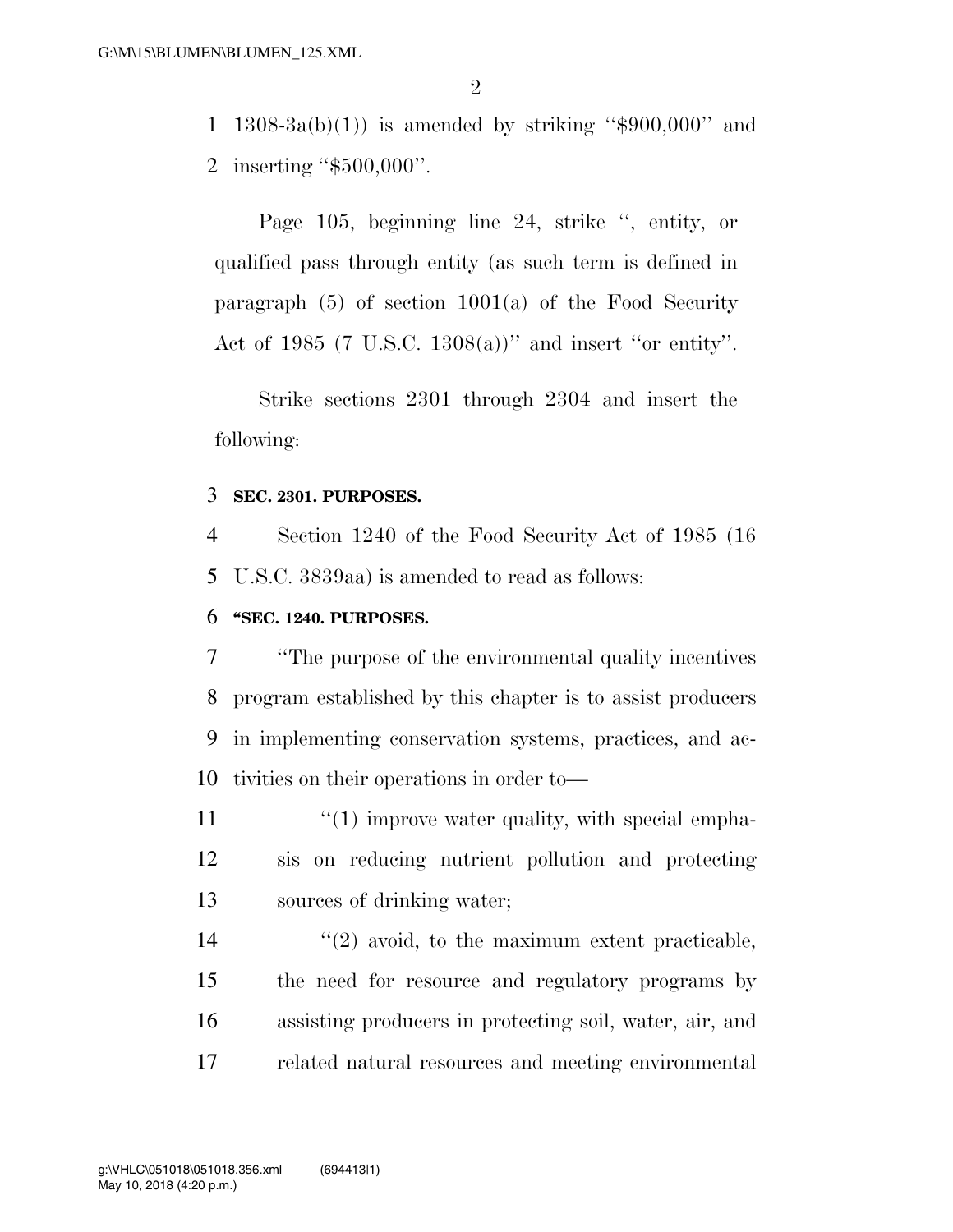1308-3a(b)(1)) is amended by striking "$900,000" and inserting "$500,000".

Page 105, beginning line 24, strike ", entity, or qualified pass through entity (as such term is defined in paragraph (5) of section 1001(a) of the Food Security Act of 1985 (7 U.S.C. 1308(a))" and insert "or entity".

Strike sections 2301 through 2304 and insert the following:

**SEC. 2301. PURPOSES.**

Section 1240 of the Food Security Act of 1985 (16 U.S.C. 3839aa) is amended to read as follows:

**"SEC. 1240. PURPOSES.**

"The purpose of the environmental quality incentives program established by this chapter is to assist producers in implementing conservation systems, practices, and activities on their operations in order to—

"(1) improve water quality, with special emphasis on reducing nutrient pollution and protecting sources of drinking water;

"(2) avoid, to the maximum extent practicable, the need for resource and regulatory programs by assisting producers in protecting soil, water, air, and related natural resources and meeting environmental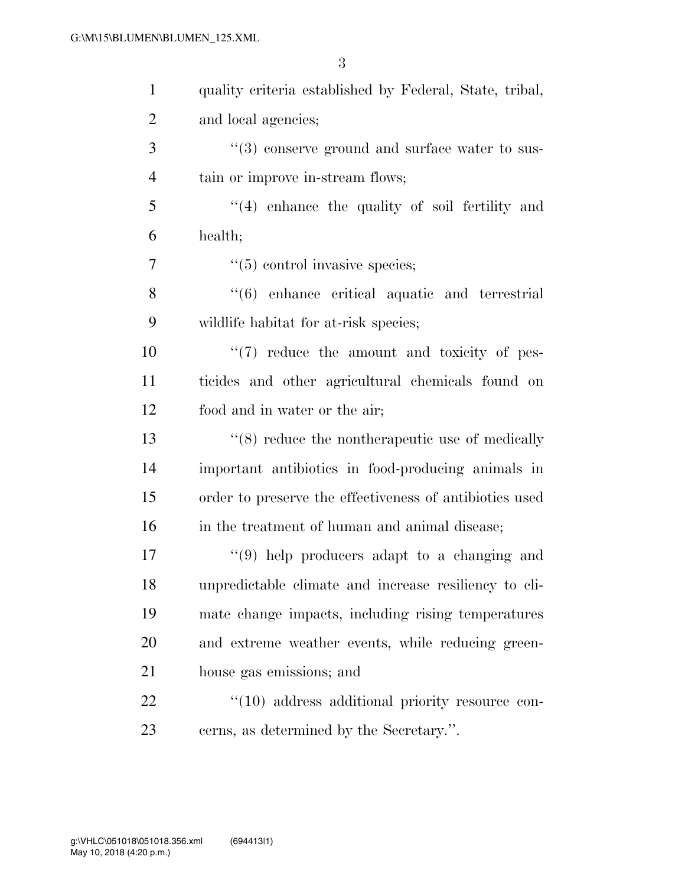quality criteria established by Federal, State, tribal, and local agencies;

''(3) conserve ground and surface water to sustain or improve in-stream flows;

''(4) enhance the quality of soil fertility and health;

''(5) control invasive species;

''(6) enhance critical aquatic and terrestrial wildlife habitat for at-risk species;

''(7) reduce the amount and toxicity of pesticides and other agricultural chemicals found on food and in water or the air;

''(8) reduce the nontherapeutic use of medically important antibiotics in food-producing animals in order to preserve the effectiveness of antibiotics used in the treatment of human and animal disease;

''(9) help producers adapt to a changing and unpredictable climate and increase resiliency to climate change impacts, including rising temperatures and extreme weather events, while reducing greenhouse gas emissions; and

''(10) address additional priority resource concerns, as determined by the Secretary.''.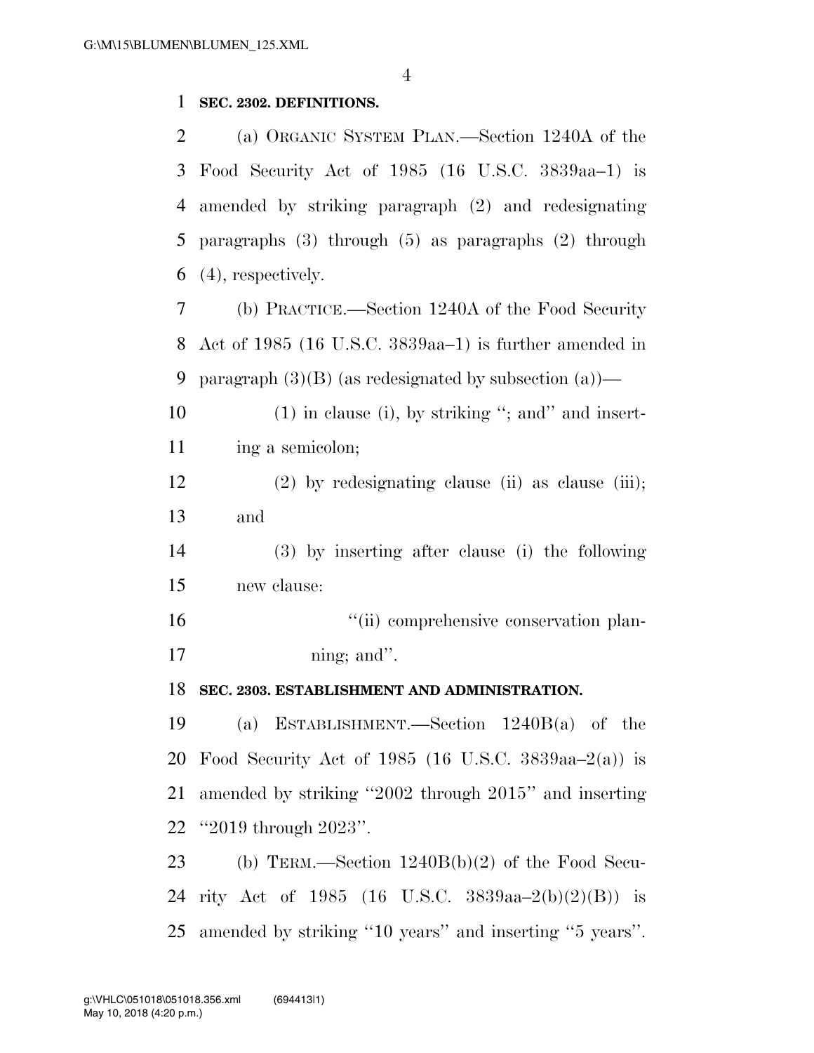**SEC. 2302. DEFINITIONS.**

(a) ORGANIC SYSTEM PLAN.—Section 1240A of the Food Security Act of 1985 (16 U.S.C. 3839aa–1) is amended by striking paragraph (2) and redesignating paragraphs (3) through (5) as paragraphs (2) through (4), respectively.

(b) PRACTICE.—Section 1240A of the Food Security Act of 1985 (16 U.S.C. 3839aa–1) is further amended in paragraph (3)(B) (as redesignated by subsection (a))—

(1) in clause (i), by striking ''; and'' and inserting a semicolon;

(2) by redesignating clause (ii) as clause (iii); and

(3) by inserting after clause (i) the following new clause:

''(ii) comprehensive conservation planning; and''.

**SEC. 2303. ESTABLISHMENT AND ADMINISTRATION.**

(a) ESTABLISHMENT.—Section 1240B(a) of the Food Security Act of 1985 (16 U.S.C. 3839aa–2(a)) is amended by striking ''2002 through 2015'' and inserting ''2019 through 2023''.

(b) TERM.—Section 1240B(b)(2) of the Food Security Act of 1985 (16 U.S.C. 3839aa–2(b)(2)(B)) is amended by striking ''10 years'' and inserting ''5 years''.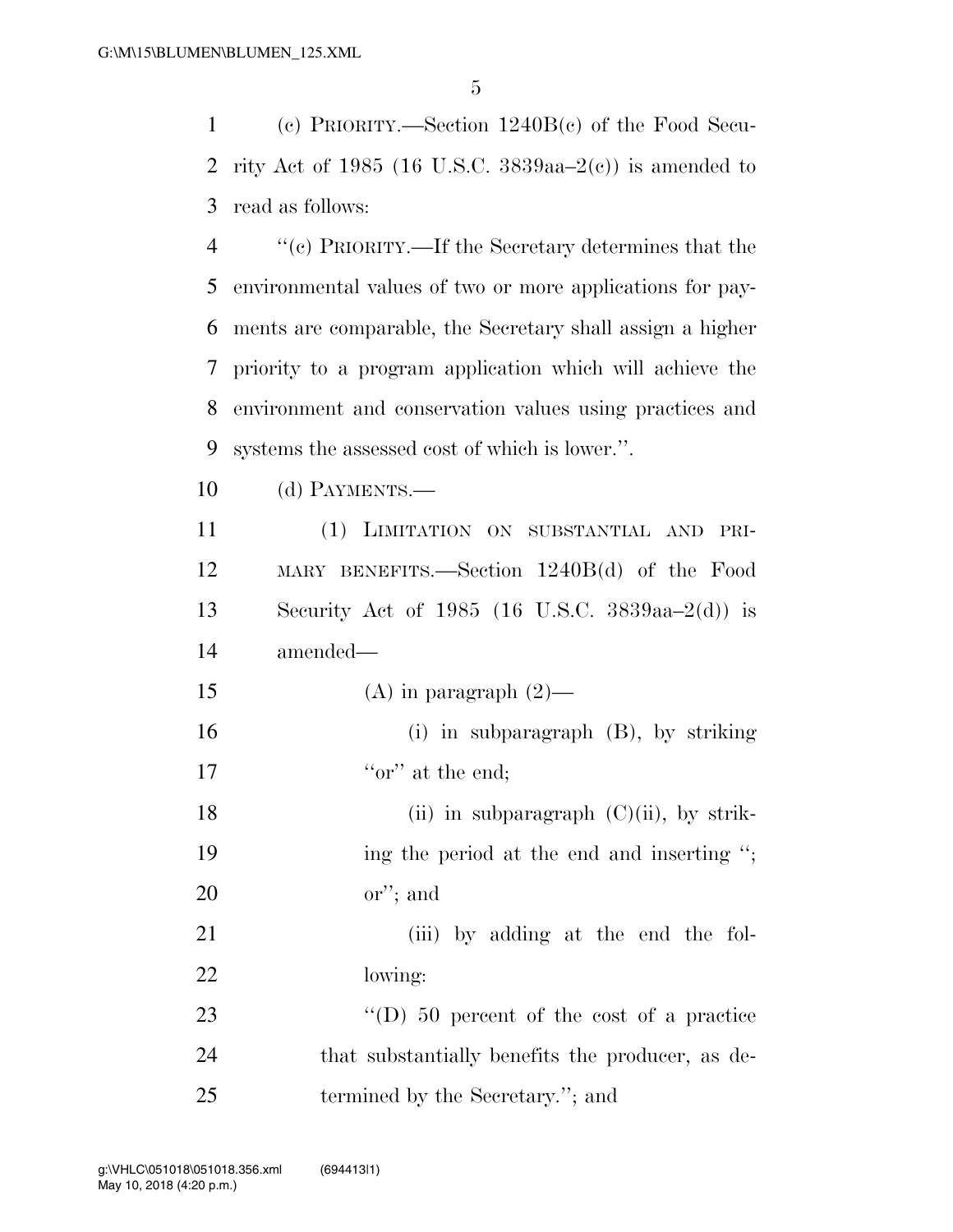(c) PRIORITY.—Section 1240B(c) of the Food Security Act of 1985 (16 U.S.C. 3839aa–2(c)) is amended to read as follows:

"(c) PRIORITY.—If the Secretary determines that the environmental values of two or more applications for payments are comparable, the Secretary shall assign a higher priority to a program application which will achieve the environment and conservation values using practices and systems the assessed cost of which is lower.".

(d) PAYMENTS.—

(1) LIMITATION ON SUBSTANTIAL AND PRIMARY BENEFITS.—Section 1240B(d) of the Food Security Act of 1985 (16 U.S.C. 3839aa–2(d)) is amended—

(A) in paragraph (2)—

(i) in subparagraph (B), by striking "or" at the end;

(ii) in subparagraph (C)(ii), by striking the period at the end and inserting "; or"; and

(iii) by adding at the end the following:

"(D) 50 percent of the cost of a practice that substantially benefits the producer, as determined by the Secretary."; and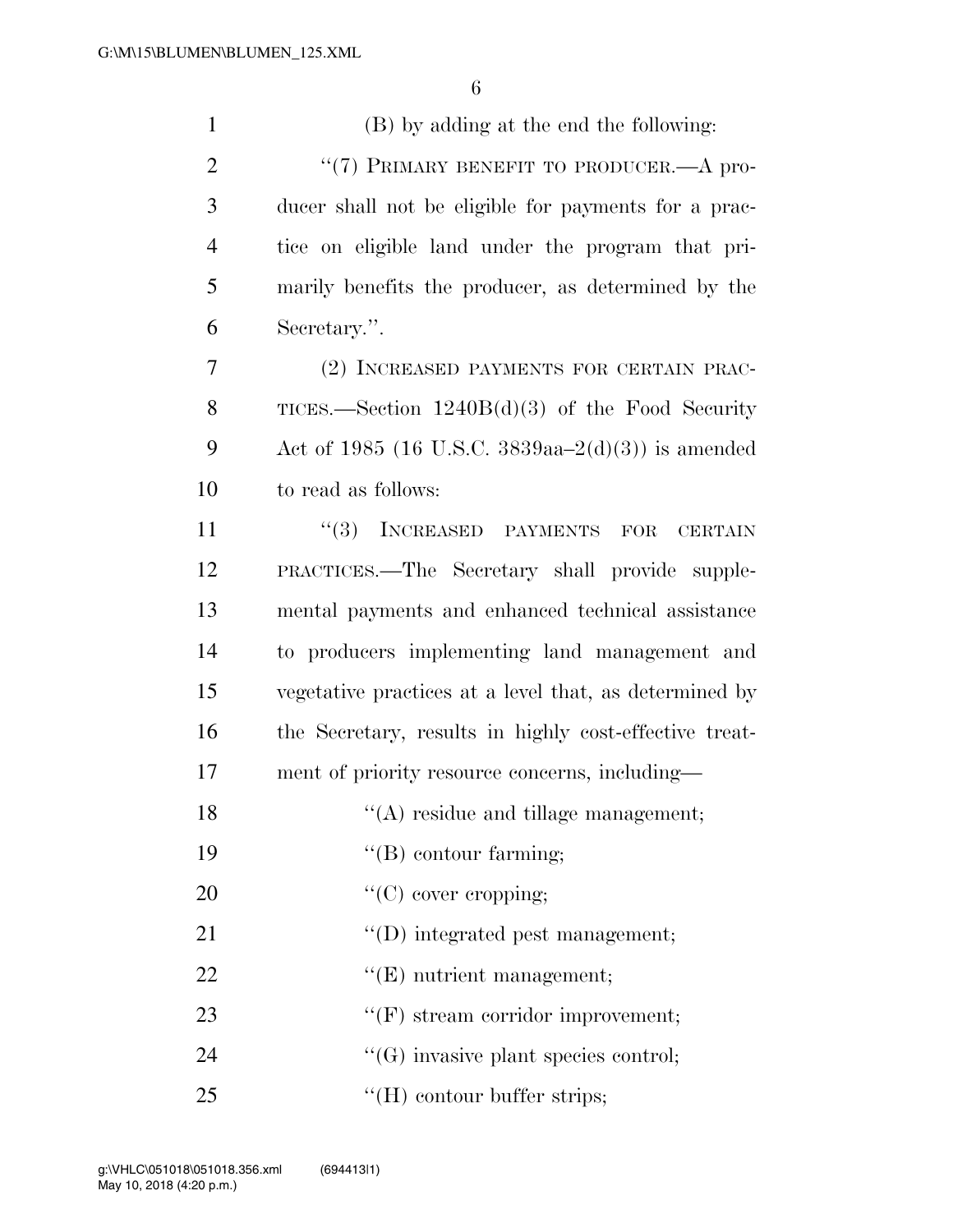(B) by adding at the end the following:

''(7) PRIMARY BENEFIT TO PRODUCER.—A producer shall not be eligible for payments for a practice on eligible land under the program that primarily benefits the producer, as determined by the Secretary.''.

(2) INCREASED PAYMENTS FOR CERTAIN PRACTICES.—Section 1240B(d)(3) of the Food Security Act of 1985 (16 U.S.C. 3839aa–2(d)(3)) is amended to read as follows:

''(3) INCREASED PAYMENTS FOR CERTAIN PRACTICES.—The Secretary shall provide supplemental payments and enhanced technical assistance to producers implementing land management and vegetative practices at a level that, as determined by the Secretary, results in highly cost-effective treatment of priority resource concerns, including—

''(A) residue and tillage management;

''(B) contour farming;

''(C) cover cropping;

''(D) integrated pest management;

''(E) nutrient management;

''(F) stream corridor improvement;

''(G) invasive plant species control;

''(H) contour buffer strips;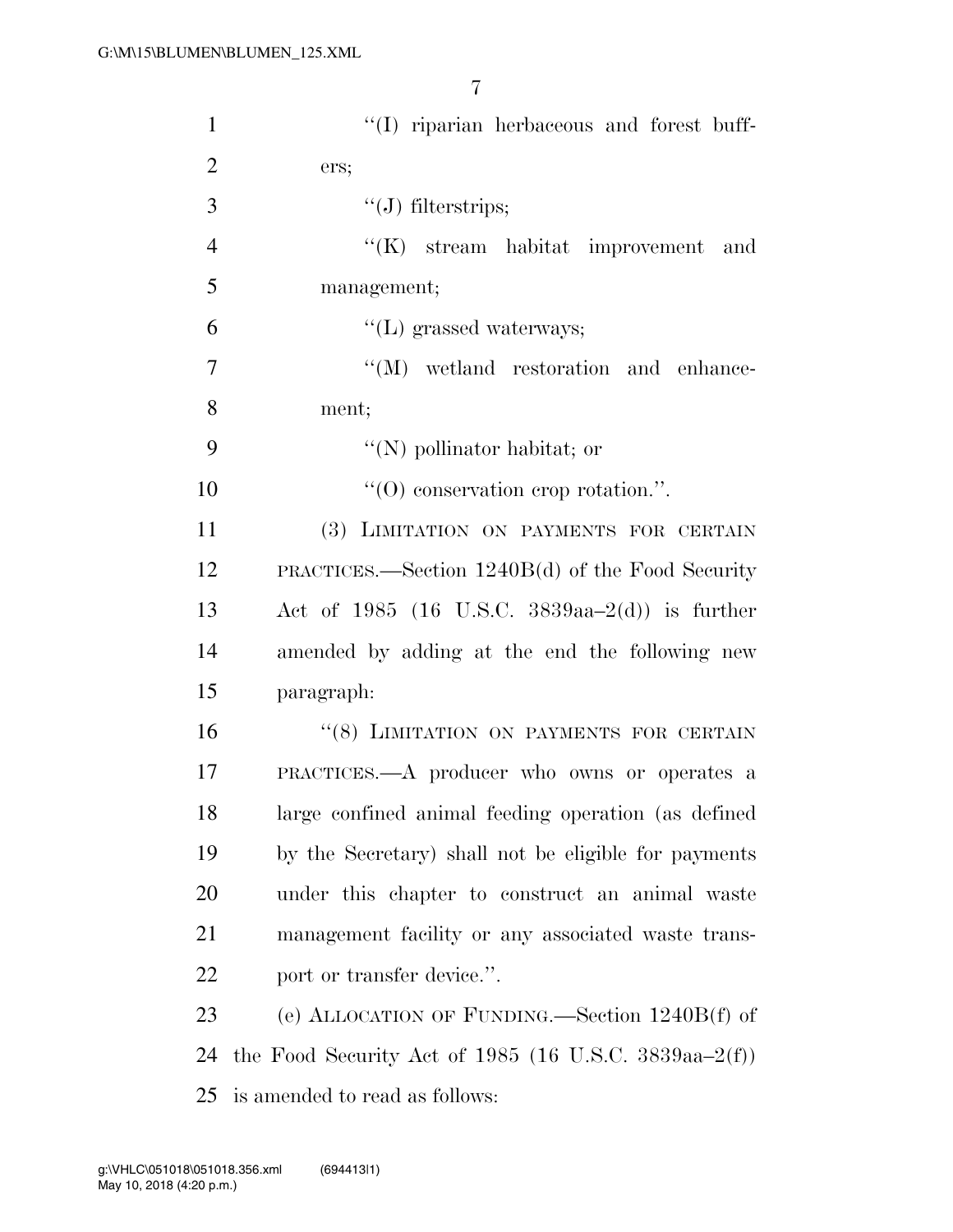''(I) riparian herbaceous and forest buffers;

''(J) filterstrips;

''(K) stream habitat improvement and management;

''(L) grassed waterways;

''(M) wetland restoration and enhancement;

''(N) pollinator habitat; or

''(O) conservation crop rotation.''.

(3) LIMITATION ON PAYMENTS FOR CERTAIN PRACTICES.—Section 1240B(d) of the Food Security Act of 1985 (16 U.S.C. 3839aa–2(d)) is further amended by adding at the end the following new paragraph:

''(8) LIMITATION ON PAYMENTS FOR CERTAIN PRACTICES.—A producer who owns or operates a large confined animal feeding operation (as defined by the Secretary) shall not be eligible for payments under this chapter to construct an animal waste management facility or any associated waste transport or transfer device.''.

(e) ALLOCATION OF FUNDING.—Section 1240B(f) of the Food Security Act of 1985 (16 U.S.C. 3839aa–2(f)) is amended to read as follows: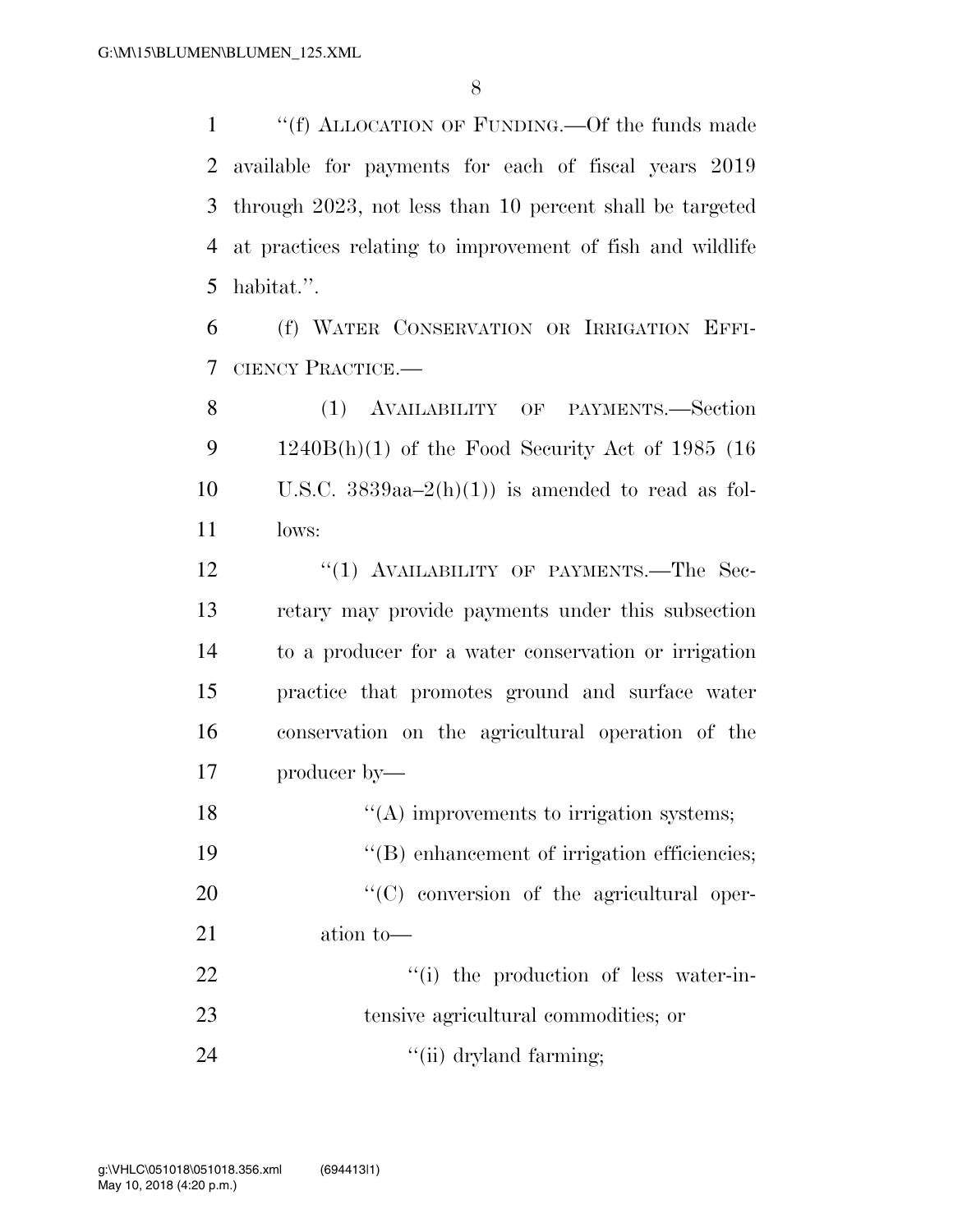"(f) ALLOCATION OF FUNDING.—Of the funds made available for payments for each of fiscal years 2019 through 2023, not less than 10 percent shall be targeted at practices relating to improvement of fish and wildlife habitat.".

(f) WATER CONSERVATION OR IRRIGATION EFFICIENCY PRACTICE.—

(1) AVAILABILITY OF PAYMENTS.—Section 1240B(h)(1) of the Food Security Act of 1985 (16 U.S.C. 3839aa–2(h)(1)) is amended to read as follows:

"(1) AVAILABILITY OF PAYMENTS.—The Secretary may provide payments under this subsection to a producer for a water conservation or irrigation practice that promotes ground and surface water conservation on the agricultural operation of the producer by—

"(A) improvements to irrigation systems;

"(B) enhancement of irrigation efficiencies;

"(C) conversion of the agricultural operation to—

"(i) the production of less water-intensive agricultural commodities; or

"(ii) dryland farming;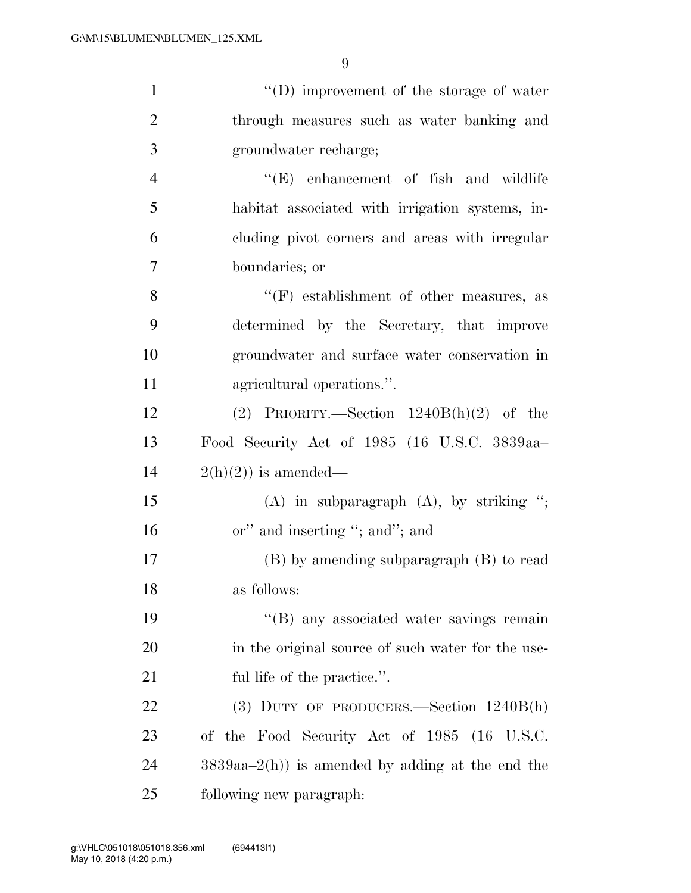"(D) improvement of the storage of water through measures such as water banking and groundwater recharge;

"(E) enhancement of fish and wildlife habitat associated with irrigation systems, including pivot corners and areas with irregular boundaries; or

"(F) establishment of other measures, as determined by the Secretary, that improve groundwater and surface water conservation in agricultural operations.".

(2) PRIORITY.—Section 1240B(h)(2) of the Food Security Act of 1985 (16 U.S.C. 3839aa–2(h)(2)) is amended—

(A) in subparagraph (A), by striking "; or" and inserting "; and"; and

(B) by amending subparagraph (B) to read as follows:

"(B) any associated water savings remain in the original source of such water for the useful life of the practice.".

(3) DUTY OF PRODUCERS.—Section 1240B(h) of the Food Security Act of 1985 (16 U.S.C. 3839aa–2(h)) is amended by adding at the end the following new paragraph: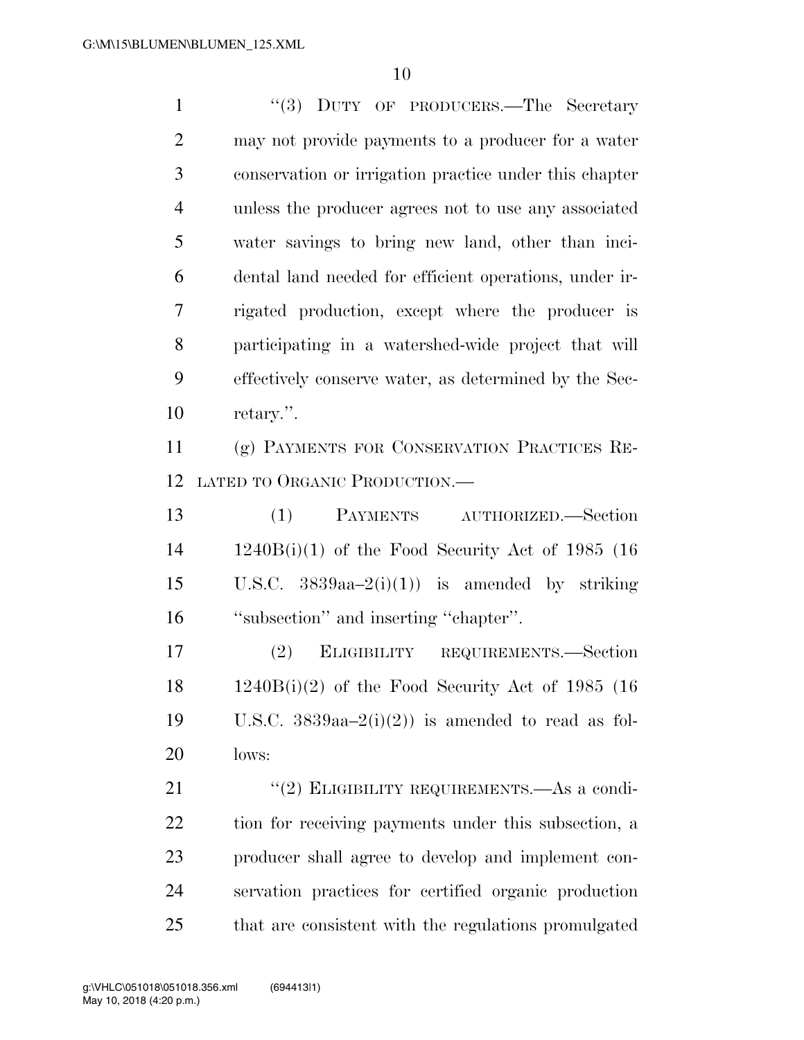"(3) DUTY OF PRODUCERS.—The Secretary may not provide payments to a producer for a water conservation or irrigation practice under this chapter unless the producer agrees not to use any associated water savings to bring new land, other than incidental land needed for efficient operations, under irrigated production, except where the producer is participating in a watershed-wide project that will effectively conserve water, as determined by the Secretary.".

(g) PAYMENTS FOR CONSERVATION PRACTICES RELATED TO ORGANIC PRODUCTION.—

(1) PAYMENTS AUTHORIZED.—Section 1240B(i)(1) of the Food Security Act of 1985 (16 U.S.C. 3839aa–2(i)(1)) is amended by striking "subsection" and inserting "chapter".

(2) ELIGIBILITY REQUIREMENTS.—Section 1240B(i)(2) of the Food Security Act of 1985 (16 U.S.C. 3839aa–2(i)(2)) is amended to read as follows:

"(2) ELIGIBILITY REQUIREMENTS.—As a condition for receiving payments under this subsection, a producer shall agree to develop and implement conservation practices for certified organic production that are consistent with the regulations promulgated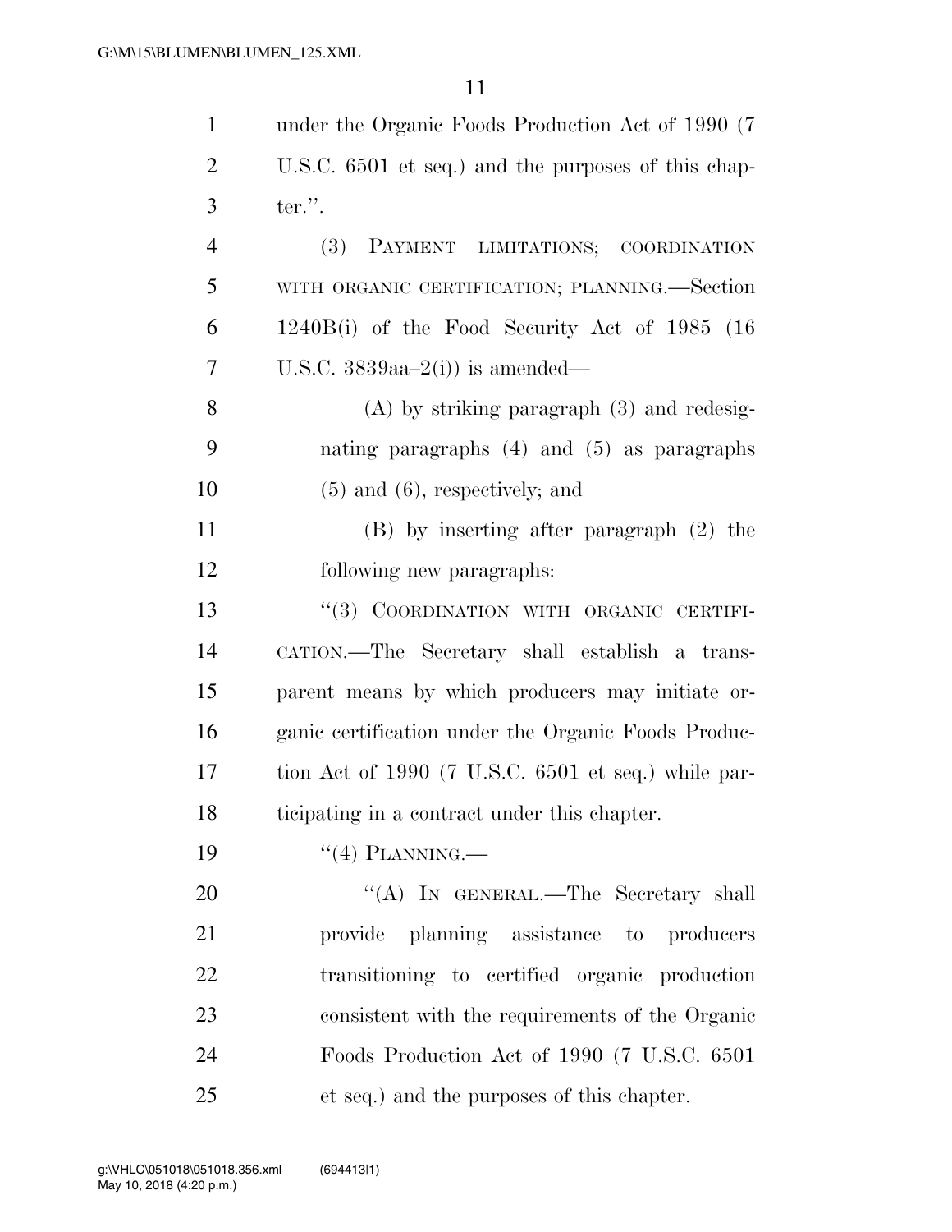under the Organic Foods Production Act of 1990 (7 U.S.C. 6501 et seq.) and the purposes of this chapter.''.

(3) PAYMENT LIMITATIONS; COORDINATION WITH ORGANIC CERTIFICATION; PLANNING.—Section 1240B(i) of the Food Security Act of 1985 (16 U.S.C. 3839aa–2(i)) is amended—

(A) by striking paragraph (3) and redesignating paragraphs (4) and (5) as paragraphs (5) and (6), respectively; and

(B) by inserting after paragraph (2) the following new paragraphs:

''(3) COORDINATION WITH ORGANIC CERTIFICATION.—The Secretary shall establish a transparent means by which producers may initiate organic certification under the Organic Foods Production Act of 1990 (7 U.S.C. 6501 et seq.) while participating in a contract under this chapter.

''(4) PLANNING.—

''(A) IN GENERAL.—The Secretary shall provide planning assistance to producers transitioning to certified organic production consistent with the requirements of the Organic Foods Production Act of 1990 (7 U.S.C. 6501 et seq.) and the purposes of this chapter.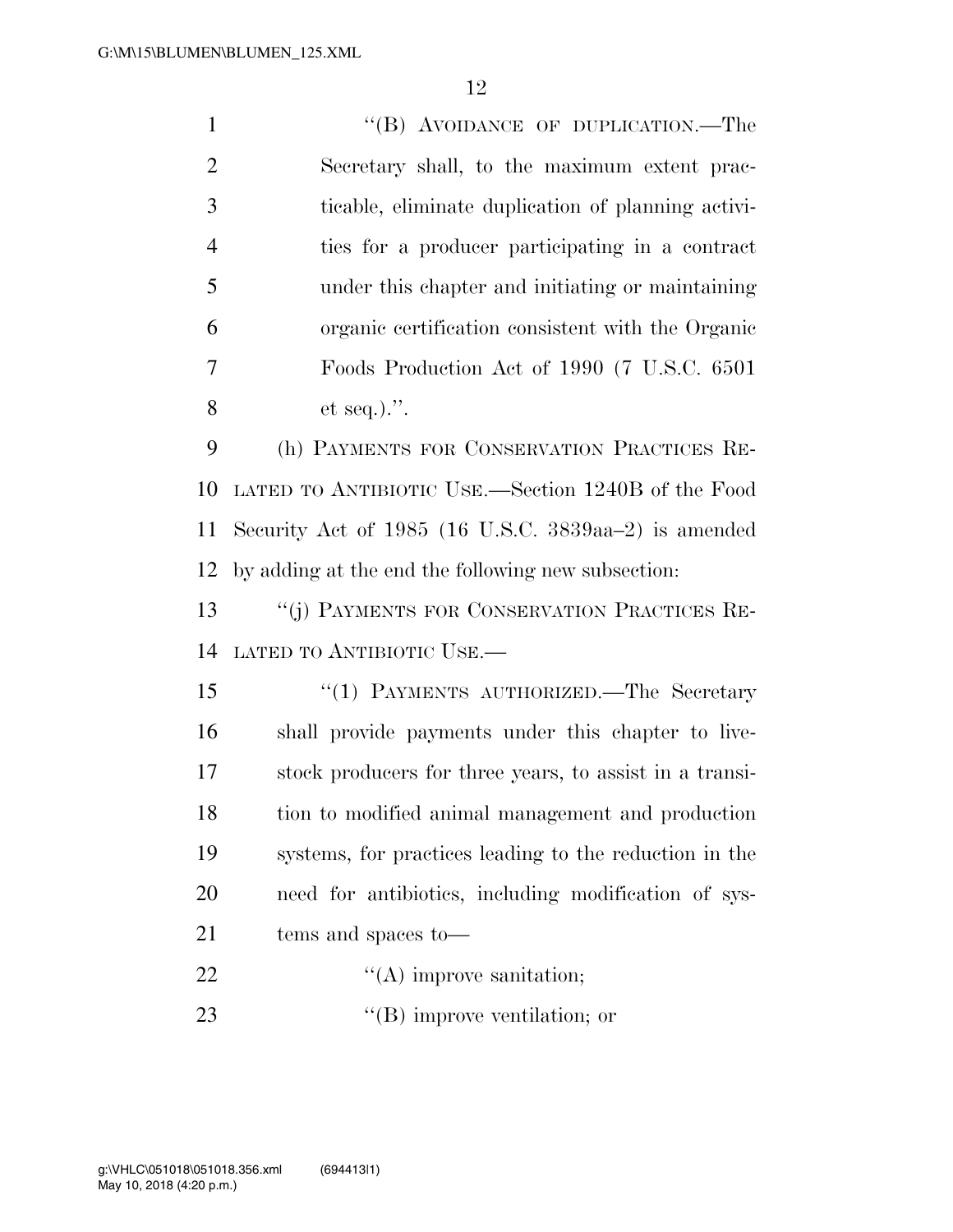"(B) AVOIDANCE OF DUPLICATION.—The Secretary shall, to the maximum extent practicable, eliminate duplication of planning activities for a producer participating in a contract under this chapter and initiating or maintaining organic certification consistent with the Organic Foods Production Act of 1990 (7 U.S.C. 6501 et seq.).".

(h) PAYMENTS FOR CONSERVATION PRACTICES RELATED TO ANTIBIOTIC USE.—Section 1240B of the Food Security Act of 1985 (16 U.S.C. 3839aa–2) is amended by adding at the end the following new subsection:

"(j) PAYMENTS FOR CONSERVATION PRACTICES RELATED TO ANTIBIOTIC USE.—

"(1) PAYMENTS AUTHORIZED.—The Secretary shall provide payments under this chapter to livestock producers for three years, to assist in a transition to modified animal management and production systems, for practices leading to the reduction in the need for antibiotics, including modification of systems and spaces to—

"(A) improve sanitation;

"(B) improve ventilation; or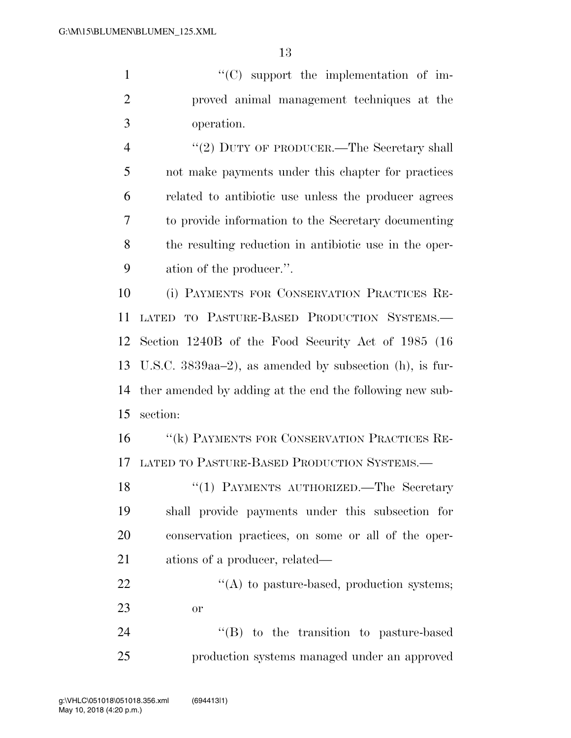''(C) support the implementation of improved animal management techniques at the operation.

''(2) DUTY OF PRODUCER.—The Secretary shall not make payments under this chapter for practices related to antibiotic use unless the producer agrees to provide information to the Secretary documenting the resulting reduction in antibiotic use in the operation of the producer.''.

(i) PAYMENTS FOR CONSERVATION PRACTICES RELATED TO PASTURE-BASED PRODUCTION SYSTEMS.—Section 1240B of the Food Security Act of 1985 (16 U.S.C. 3839aa–2), as amended by subsection (h), is further amended by adding at the end the following new subsection:

''(k) PAYMENTS FOR CONSERVATION PRACTICES RELATED TO PASTURE-BASED PRODUCTION SYSTEMS.—

''(1) PAYMENTS AUTHORIZED.—The Secretary shall provide payments under this subsection for conservation practices, on some or all of the operations of a producer, related—

''(A) to pasture-based, production systems; or

''(B) to the transition to pasture-based production systems managed under an approved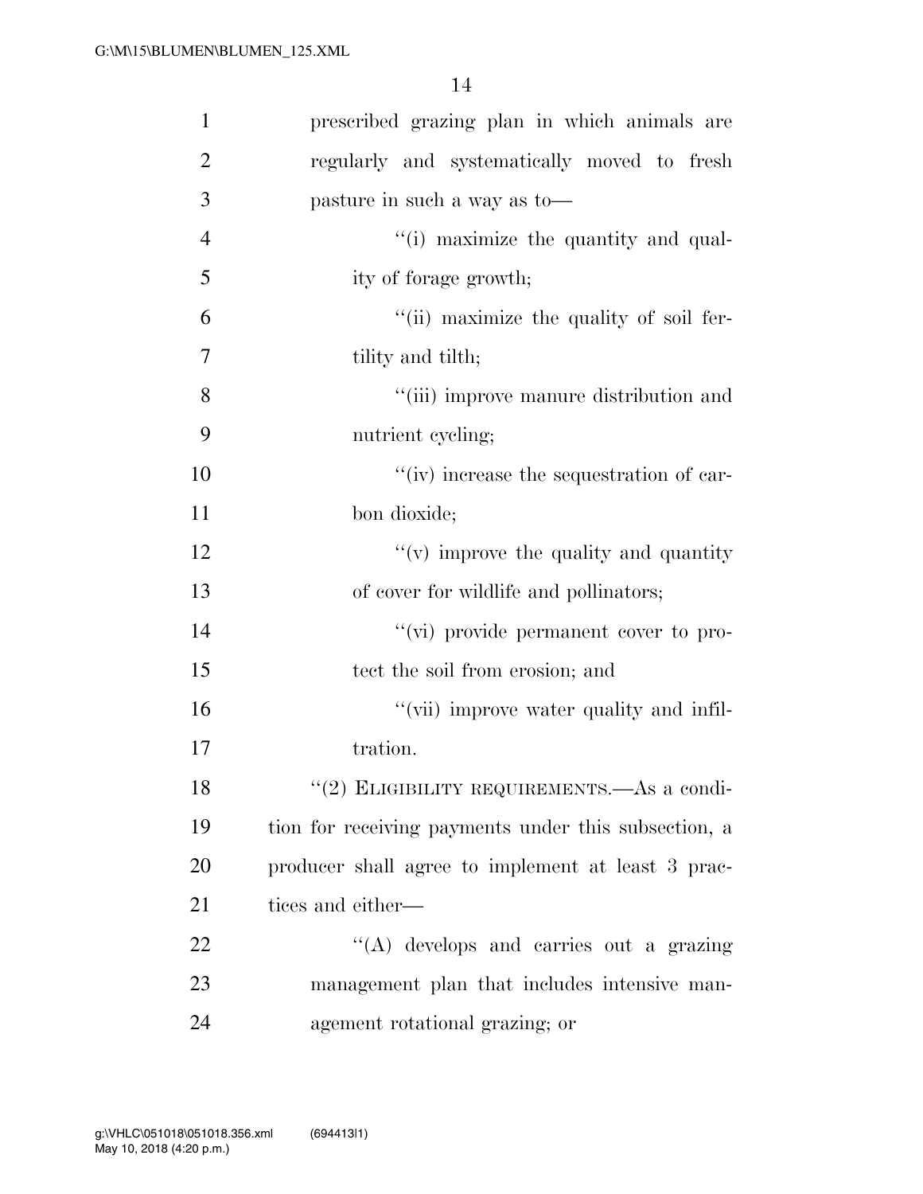prescribed grazing plan in which animals are regularly and systematically moved to fresh pasture in such a way as to—

"(i) maximize the quantity and quality of forage growth;

"(ii) maximize the quality of soil fertility and tilth;

"(iii) improve manure distribution and nutrient cycling;

"(iv) increase the sequestration of carbon dioxide;

"(v) improve the quality and quantity of cover for wildlife and pollinators;

"(vi) provide permanent cover to protect the soil from erosion; and

"(vii) improve water quality and infiltration.

"(2) ELIGIBILITY REQUIREMENTS.—As a condition for receiving payments under this subsection, a producer shall agree to implement at least 3 practices and either—

"(A) develops and carries out a grazing management plan that includes intensive management rotational grazing; or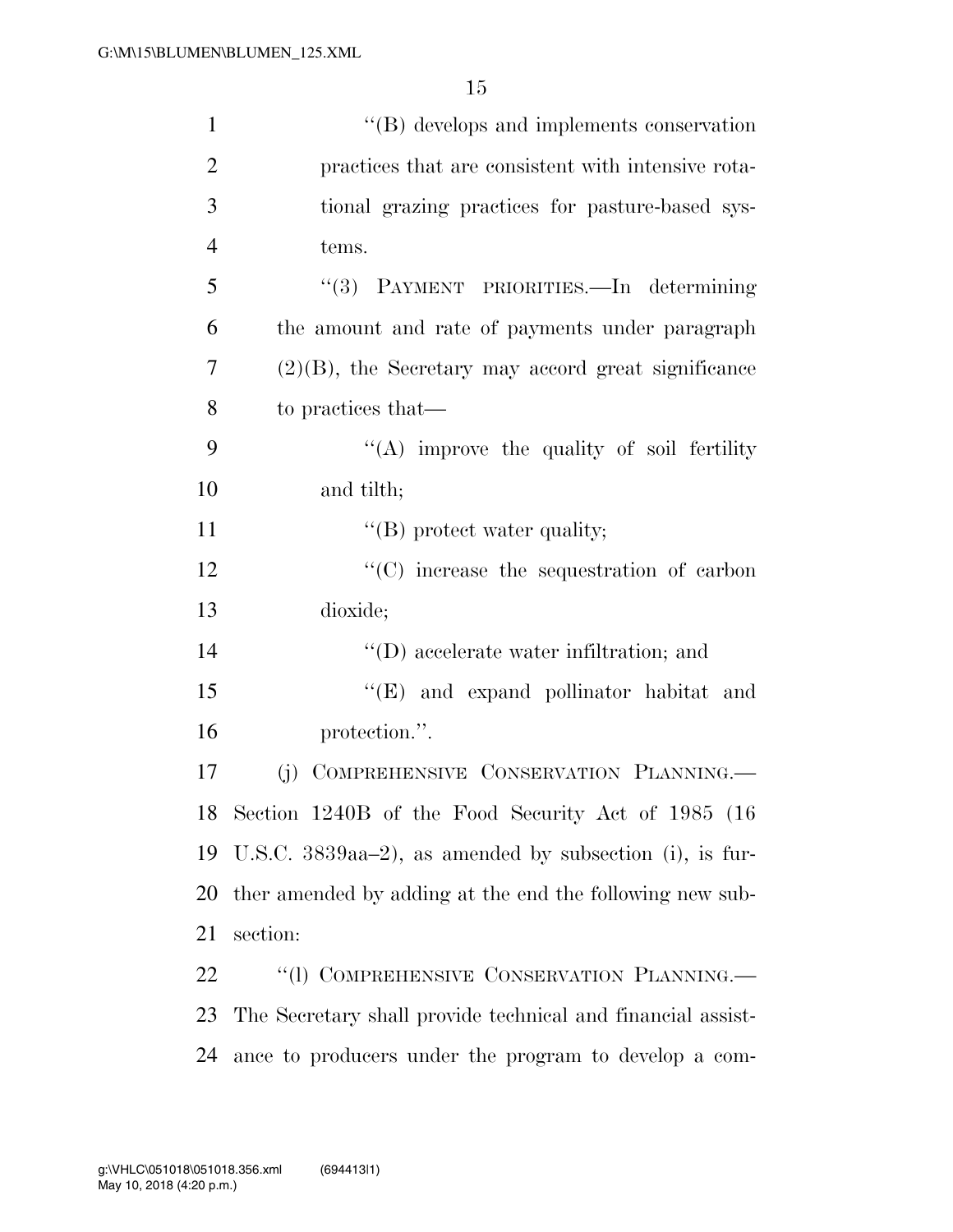"(B) develops and implements conservation practices that are consistent with intensive rotational grazing practices for pasture-based systems.

"(3) PAYMENT PRIORITIES.—In determining the amount and rate of payments under paragraph (2)(B), the Secretary may accord great significance to practices that—

"(A) improve the quality of soil fertility and tilth;

"(B) protect water quality;

"(C) increase the sequestration of carbon dioxide;

"(D) accelerate water infiltration; and

"(E) and expand pollinator habitat and protection.".

(j) COMPREHENSIVE CONSERVATION PLANNING.—Section 1240B of the Food Security Act of 1985 (16 U.S.C. 3839aa–2), as amended by subsection (i), is further amended by adding at the end the following new subsection:

"(l) COMPREHENSIVE CONSERVATION PLANNING.—The Secretary shall provide technical and financial assistance to producers under the program to develop a com-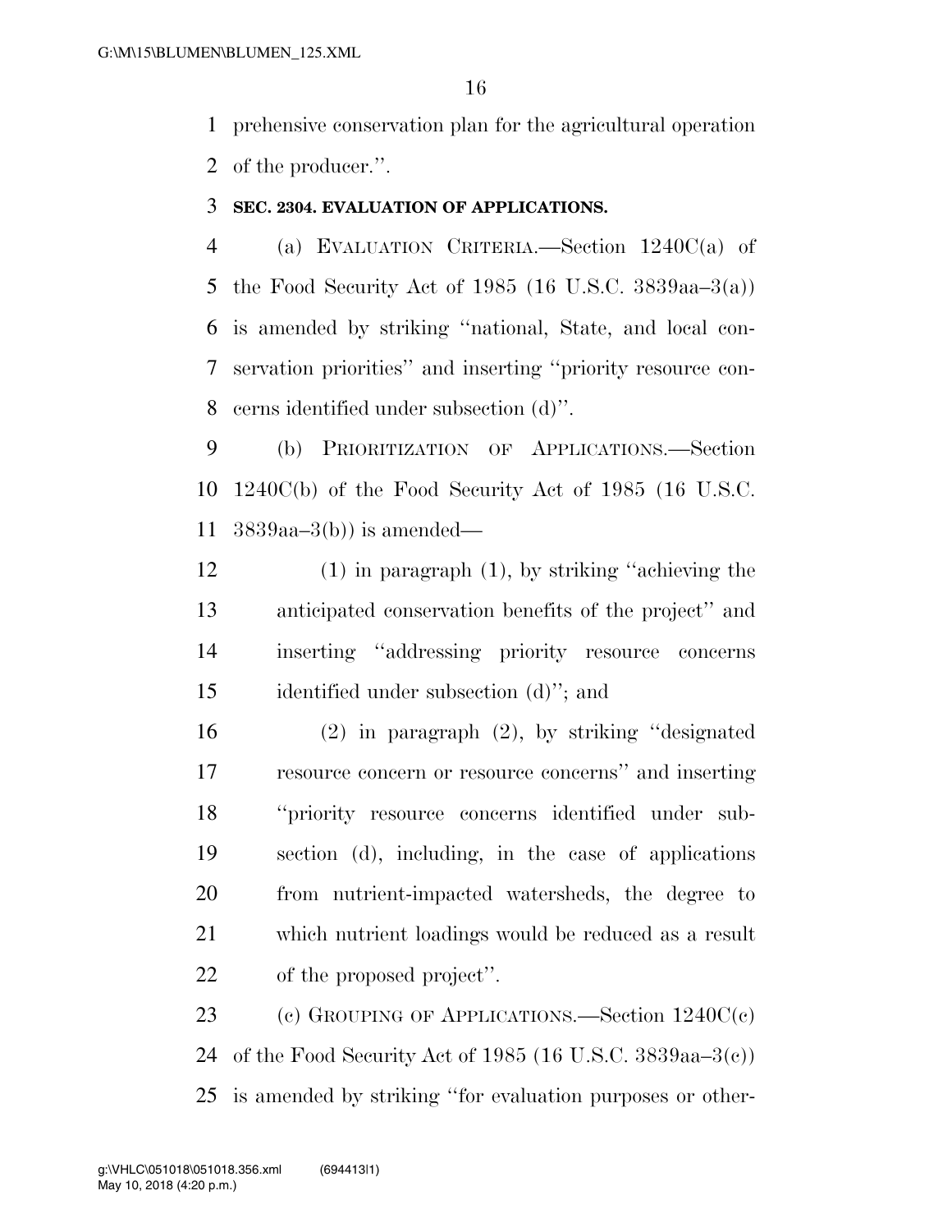prehensive conservation plan for the agricultural operation of the producer.''.

**SEC. 2304. EVALUATION OF APPLICATIONS.**

(a) EVALUATION CRITERIA.—Section 1240C(a) of the Food Security Act of 1985 (16 U.S.C. 3839aa–3(a)) is amended by striking ''national, State, and local conservation priorities'' and inserting ''priority resource concerns identified under subsection (d)''.

(b) PRIORITIZATION OF APPLICATIONS.—Section 1240C(b) of the Food Security Act of 1985 (16 U.S.C. 3839aa–3(b)) is amended—

(1) in paragraph (1), by striking ''achieving the anticipated conservation benefits of the project'' and inserting ''addressing priority resource concerns identified under subsection (d)''; and

(2) in paragraph (2), by striking ''designated resource concern or resource concerns'' and inserting ''priority resource concerns identified under subsection (d), including, in the case of applications from nutrient-impacted watersheds, the degree to which nutrient loadings would be reduced as a result of the proposed project''.

(c) GROUPING OF APPLICATIONS.—Section 1240C(c) of the Food Security Act of 1985 (16 U.S.C. 3839aa–3(c)) is amended by striking ''for evaluation purposes or other-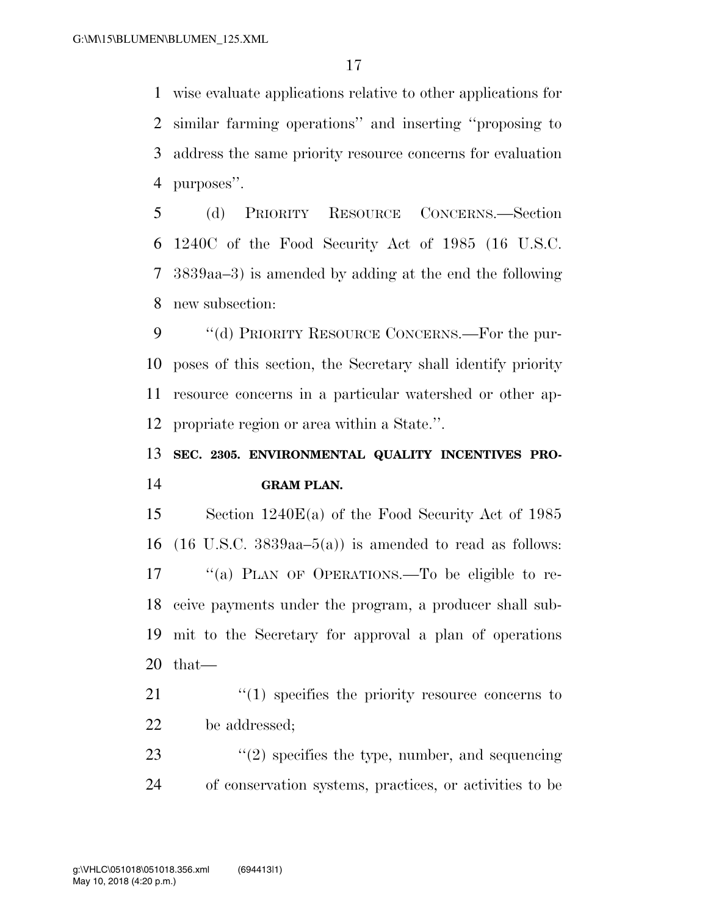wise evaluate applications relative to other applications for similar farming operations'' and inserting ''proposing to address the same priority resource concerns for evaluation purposes''.

(d) PRIORITY RESOURCE CONCERNS.—Section 1240C of the Food Security Act of 1985 (16 U.S.C. 3839aa–3) is amended by adding at the end the following new subsection:

''(d) PRIORITY RESOURCE CONCERNS.—For the purposes of this section, the Secretary shall identify priority resource concerns in a particular watershed or other appropriate region or area within a State.''.

**SEC. 2305. ENVIRONMENTAL QUALITY INCENTIVES PROGRAM PLAN.**

Section 1240E(a) of the Food Security Act of 1985 (16 U.S.C. 3839aa–5(a)) is amended to read as follows:

''(a) PLAN OF OPERATIONS.—To be eligible to receive payments under the program, a producer shall submit to the Secretary for approval a plan of operations that—

''(1) specifies the priority resource concerns to be addressed;

''(2) specifies the type, number, and sequencing of conservation systems, practices, or activities to be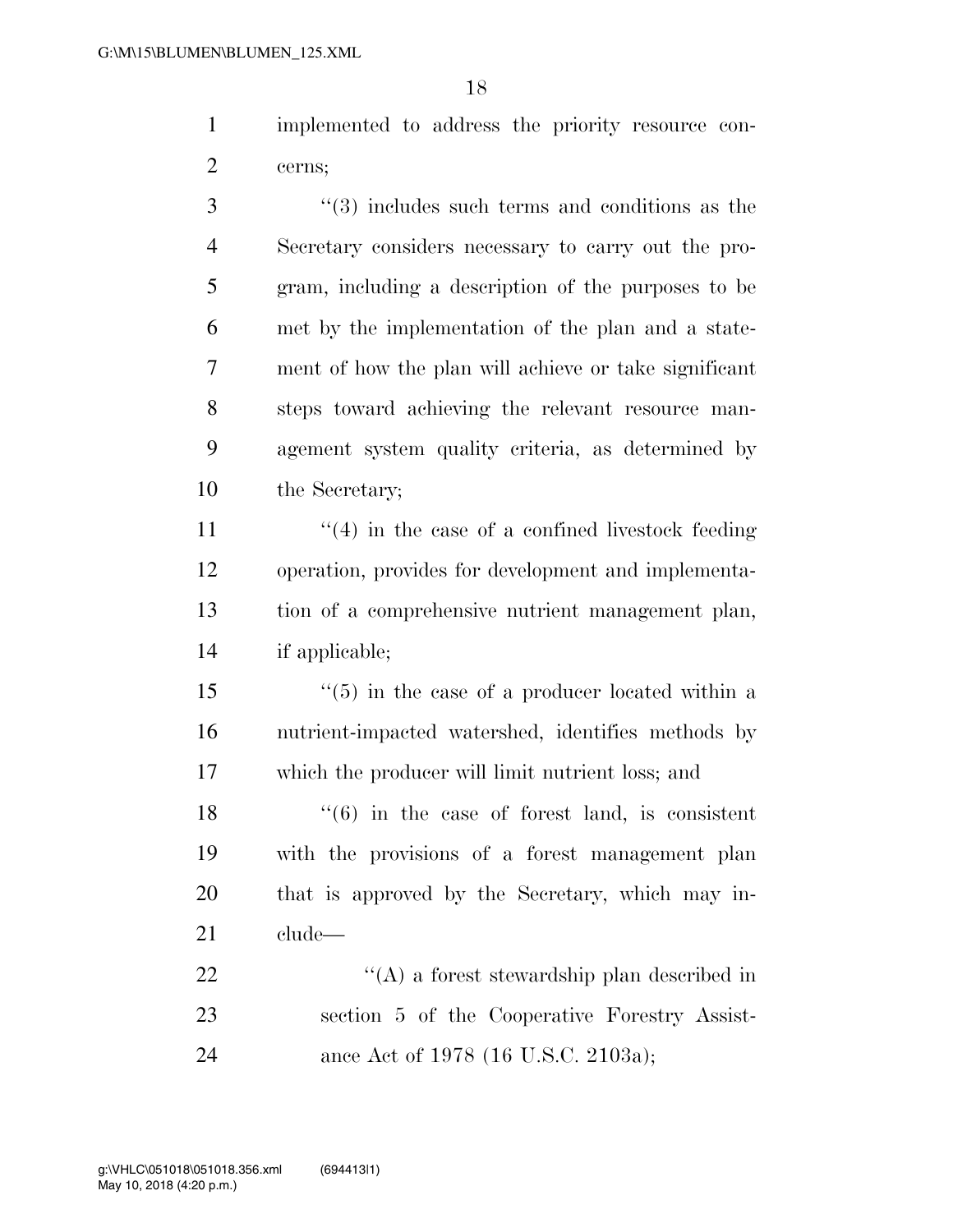implemented to address the priority resource concerns;

''(3) includes such terms and conditions as the Secretary considers necessary to carry out the program, including a description of the purposes to be met by the implementation of the plan and a statement of how the plan will achieve or take significant steps toward achieving the relevant resource management system quality criteria, as determined by the Secretary;

''(4) in the case of a confined livestock feeding operation, provides for development and implementation of a comprehensive nutrient management plan, if applicable;

''(5) in the case of a producer located within a nutrient-impacted watershed, identifies methods by which the producer will limit nutrient loss; and

''(6) in the case of forest land, is consistent with the provisions of a forest management plan that is approved by the Secretary, which may include—

''(A) a forest stewardship plan described in section 5 of the Cooperative Forestry Assistance Act of 1978 (16 U.S.C. 2103a);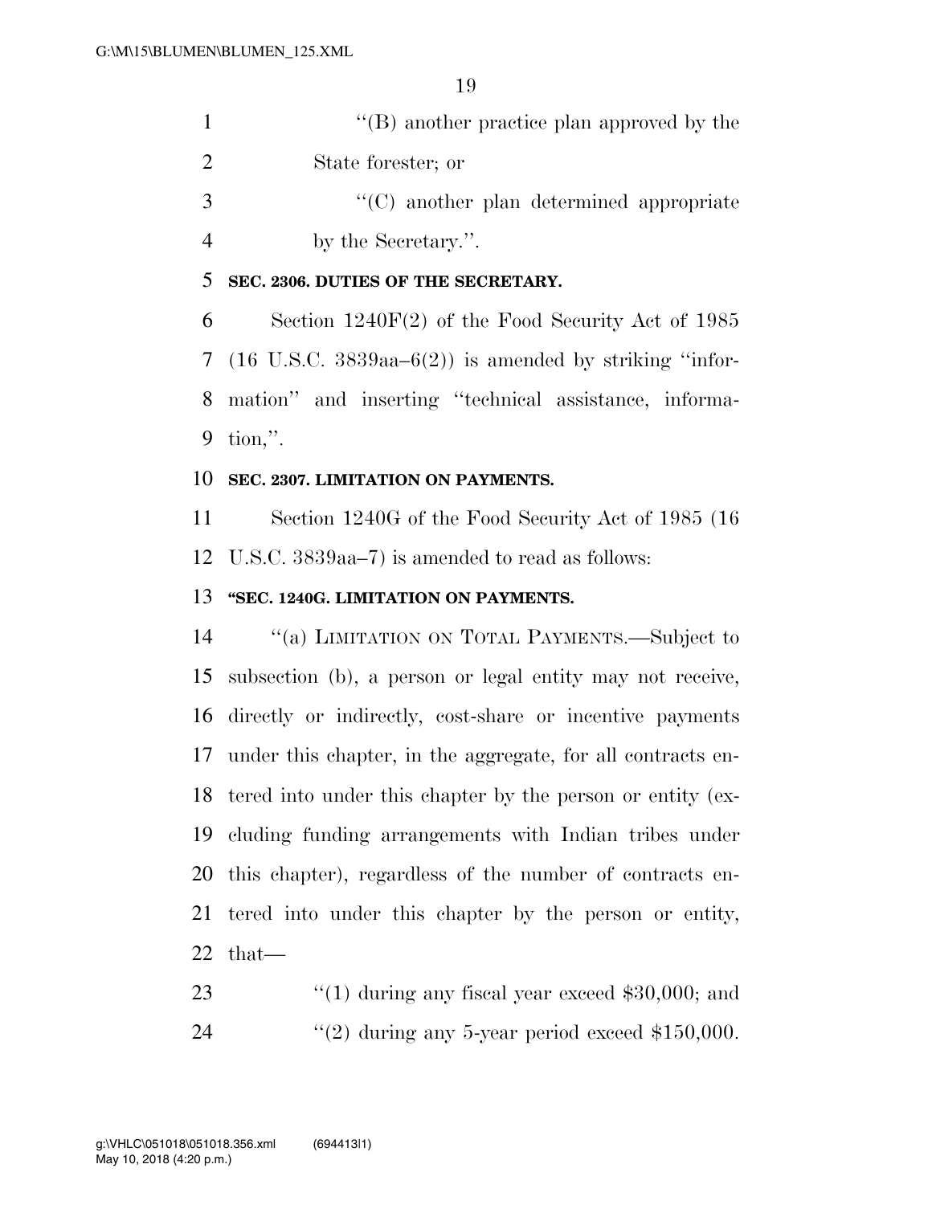''(B) another practice plan approved by the State forester; or

''(C) another plan determined appropriate by the Secretary.''.

**SEC. 2306. DUTIES OF THE SECRETARY.**

Section 1240F(2) of the Food Security Act of 1985 (16 U.S.C. 3839aa–6(2)) is amended by striking ''information'' and inserting ''technical assistance, information,''.

**SEC. 2307. LIMITATION ON PAYMENTS.**

Section 1240G of the Food Security Act of 1985 (16 U.S.C. 3839aa–7) is amended to read as follows:

**''SEC. 1240G. LIMITATION ON PAYMENTS.**

''(a) LIMITATION ON TOTAL PAYMENTS.—Subject to subsection (b), a person or legal entity may not receive, directly or indirectly, cost-share or incentive payments under this chapter, in the aggregate, for all contracts entered into under this chapter by the person or entity (excluding funding arrangements with Indian tribes under this chapter), regardless of the number of contracts entered into under this chapter by the person or entity, that—

''(1) during any fiscal year exceed $30,000; and

''(2) during any 5-year period exceed $150,000.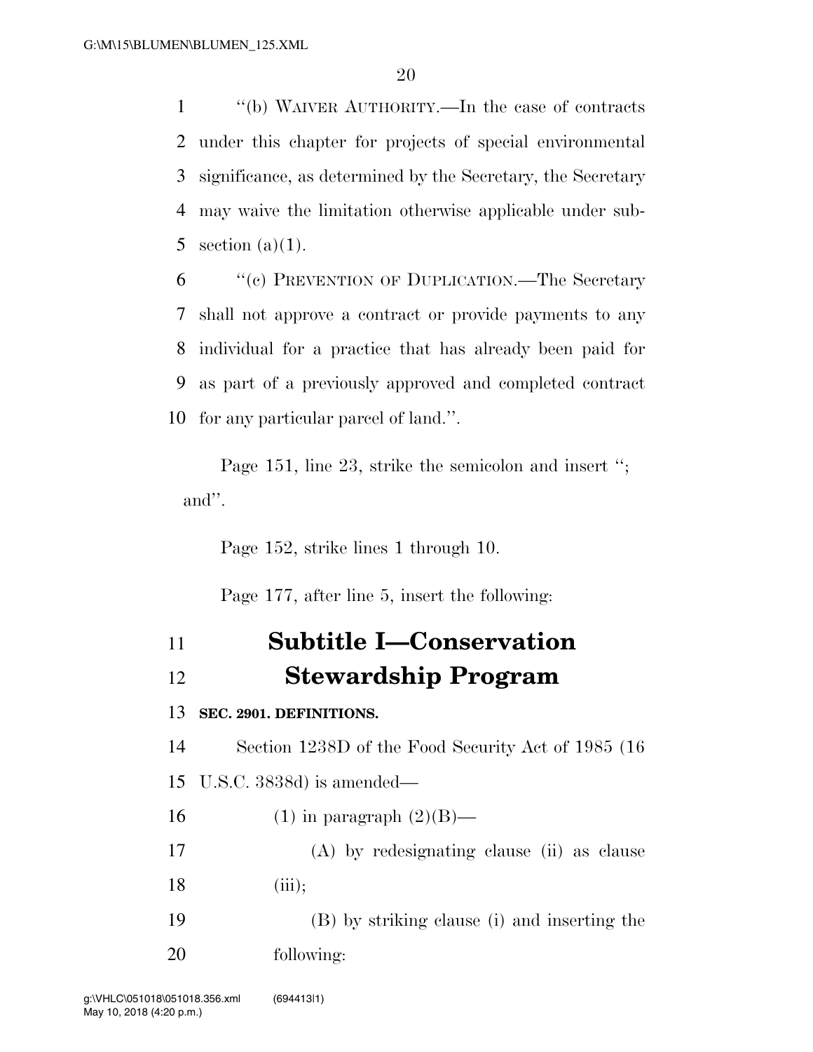"(b) WAIVER AUTHORITY.—In the case of contracts under this chapter for projects of special environmental significance, as determined by the Secretary, the Secretary may waive the limitation otherwise applicable under subsection (a)(1).

"(c) PREVENTION OF DUPLICATION.—The Secretary shall not approve a contract or provide payments to any individual for a practice that has already been paid for as part of a previously approved and completed contract for any particular parcel of land.".

Page 151, line 23, strike the semicolon and insert "; and".

Page 152, strike lines 1 through 10.

Page 177, after line 5, insert the following:

# Subtitle I—Conservation Stewardship Program

**SEC. 2901. DEFINITIONS.**

Section 1238D of the Food Security Act of 1985 (16 U.S.C. 3838d) is amended—

(1) in paragraph (2)(B)—

(A) by redesignating clause (ii) as clause (iii);

(B) by striking clause (i) and inserting the following: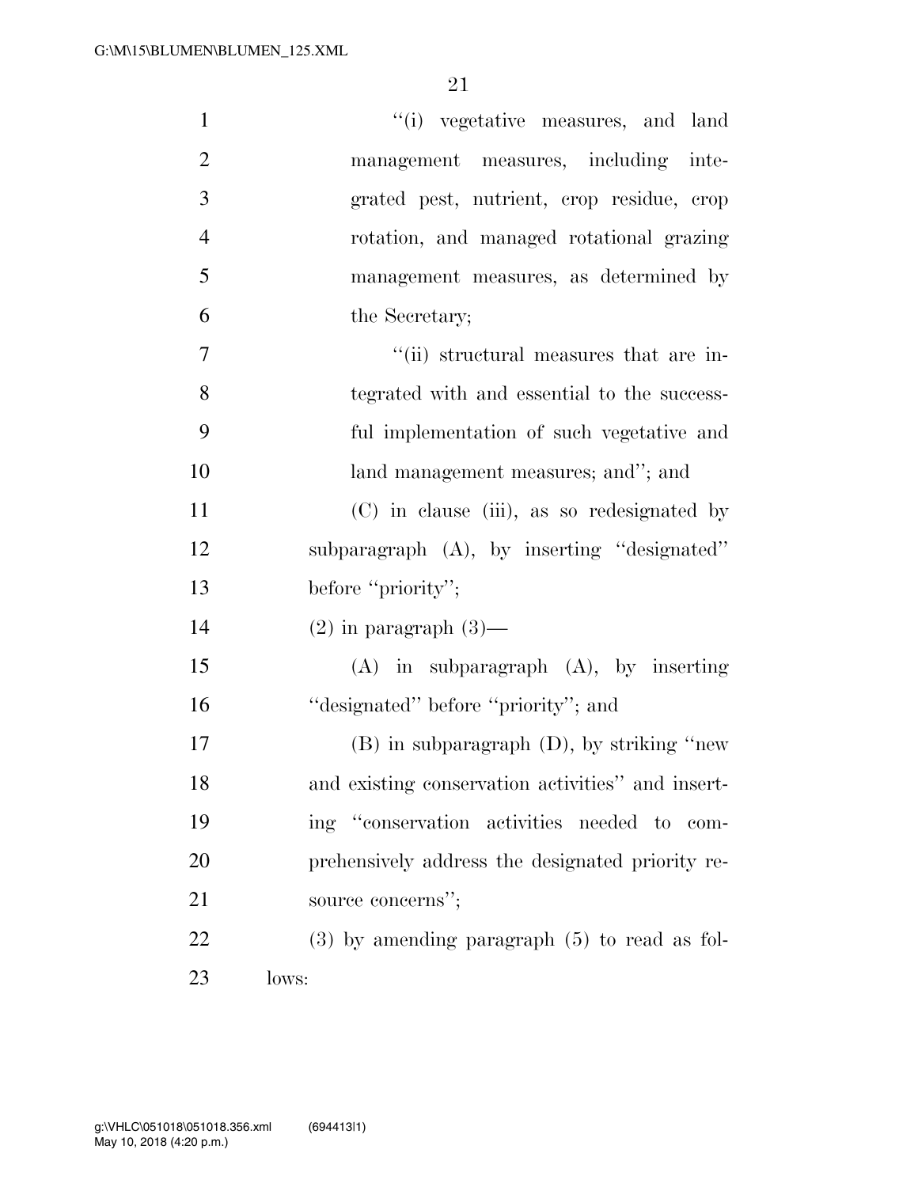"(i) vegetative measures, and land management measures, including integrated pest, nutrient, crop residue, crop rotation, and managed rotational grazing management measures, as determined by the Secretary;

"(ii) structural measures that are integrated with and essential to the successful implementation of such vegetative and land management measures; and"; and

(C) in clause (iii), as so redesignated by subparagraph (A), by inserting "designated" before "priority";

(2) in paragraph (3)—

(A) in subparagraph (A), by inserting "designated" before "priority"; and

(B) in subparagraph (D), by striking "new and existing conservation activities" and inserting "conservation activities needed to comprehensively address the designated priority resource concerns";

(3) by amending paragraph (5) to read as follows: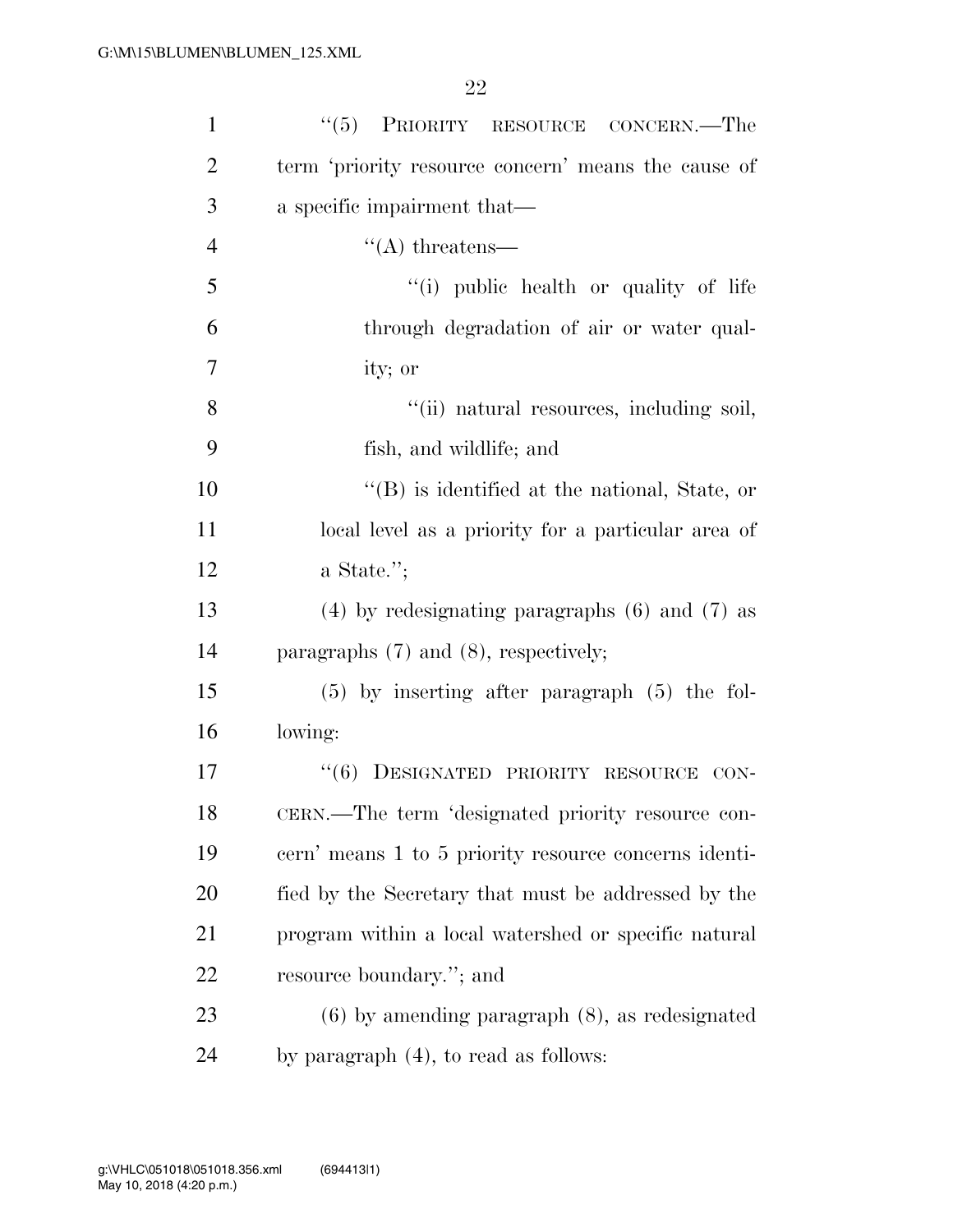"(5) PRIORITY RESOURCE CONCERN.—The term 'priority resource concern' means the cause of a specific impairment that—

"(A) threatens—

"(i) public health or quality of life through degradation of air or water quality; or

"(ii) natural resources, including soil, fish, and wildlife; and

"(B) is identified at the national, State, or local level as a priority for a particular area of a State.";

(4) by redesignating paragraphs (6) and (7) as paragraphs (7) and (8), respectively;

(5) by inserting after paragraph (5) the following:

"(6) DESIGNATED PRIORITY RESOURCE CONCERN.—The term 'designated priority resource concern' means 1 to 5 priority resource concerns identified by the Secretary that must be addressed by the program within a local watershed or specific natural resource boundary."; and

(6) by amending paragraph (8), as redesignated by paragraph (4), to read as follows: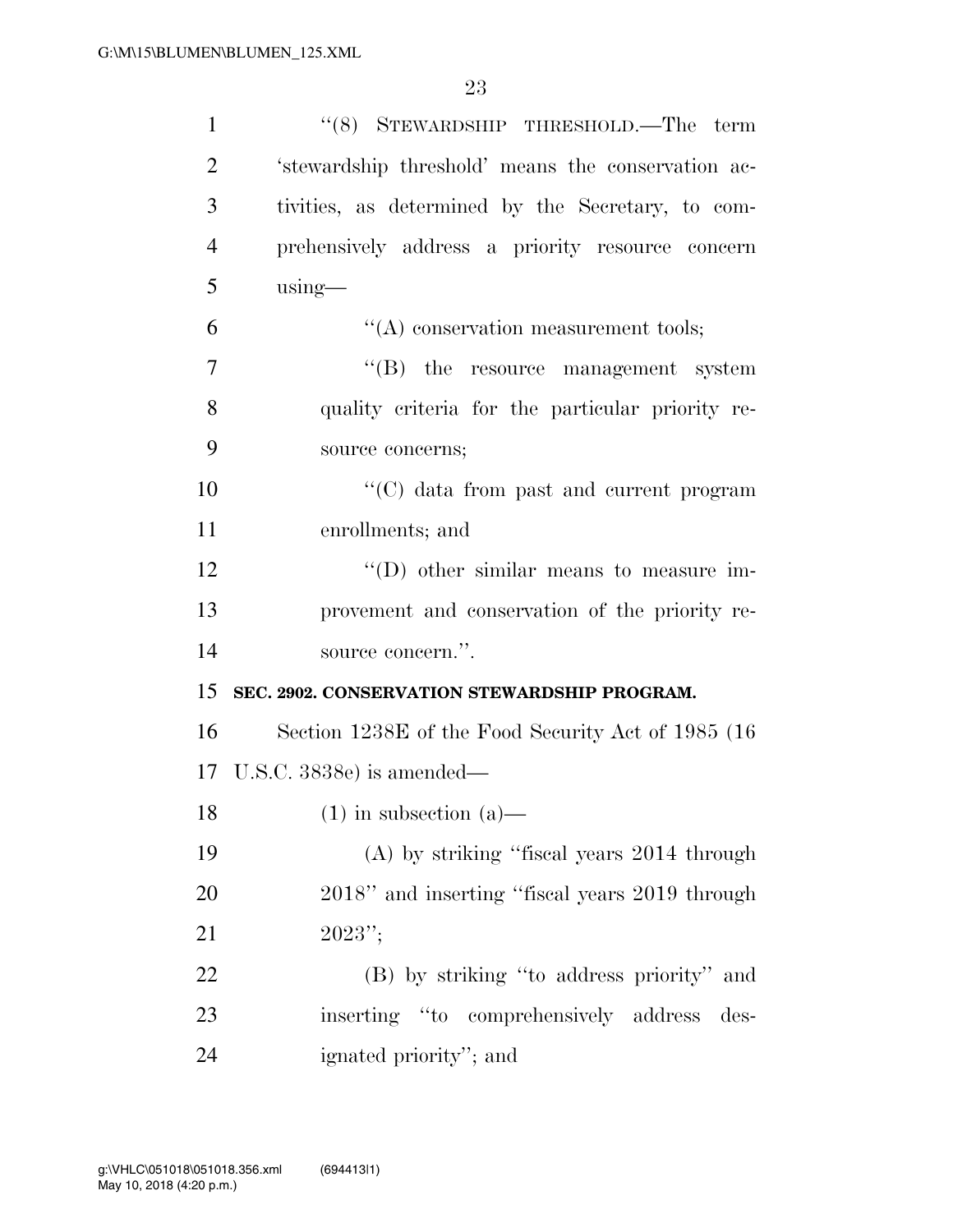"(8) STEWARDSHIP THRESHOLD.—The term 'stewardship threshold' means the conservation activities, as determined by the Secretary, to comprehensively address a priority resource concern using—

"(A) conservation measurement tools;

"(B) the resource management system quality criteria for the particular priority resource concerns;

"(C) data from past and current program enrollments; and

"(D) other similar means to measure improvement and conservation of the priority resource concern.".

**SEC. 2902. CONSERVATION STEWARDSHIP PROGRAM.**

Section 1238E of the Food Security Act of 1985 (16 U.S.C. 3838e) is amended—

(1) in subsection (a)—

(A) by striking "fiscal years 2014 through 2018" and inserting "fiscal years 2019 through 2023";

(B) by striking "to address priority" and inserting "to comprehensively address designated priority"; and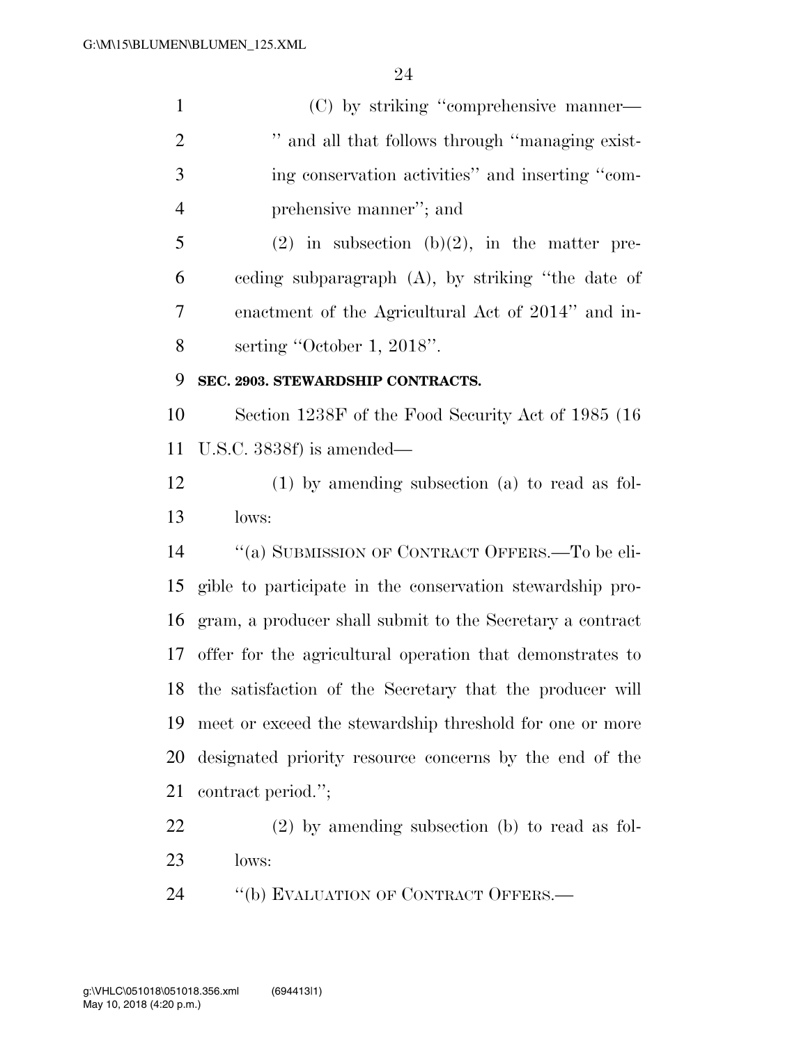(C) by striking "comprehensive manner— " and all that follows through "managing existing conservation activities" and inserting "comprehensive manner"; and

(2) in subsection (b)(2), in the matter preceding subparagraph (A), by striking "the date of enactment of the Agricultural Act of 2014" and inserting "October 1, 2018".

**SEC. 2903. STEWARDSHIP CONTRACTS.**

Section 1238F of the Food Security Act of 1985 (16 U.S.C. 3838f) is amended—

(1) by amending subsection (a) to read as follows:

"(a) SUBMISSION OF CONTRACT OFFERS.—To be eligible to participate in the conservation stewardship program, a producer shall submit to the Secretary a contract offer for the agricultural operation that demonstrates to the satisfaction of the Secretary that the producer will meet or exceed the stewardship threshold for one or more designated priority resource concerns by the end of the contract period.";

(2) by amending subsection (b) to read as follows:

"(b) EVALUATION OF CONTRACT OFFERS.—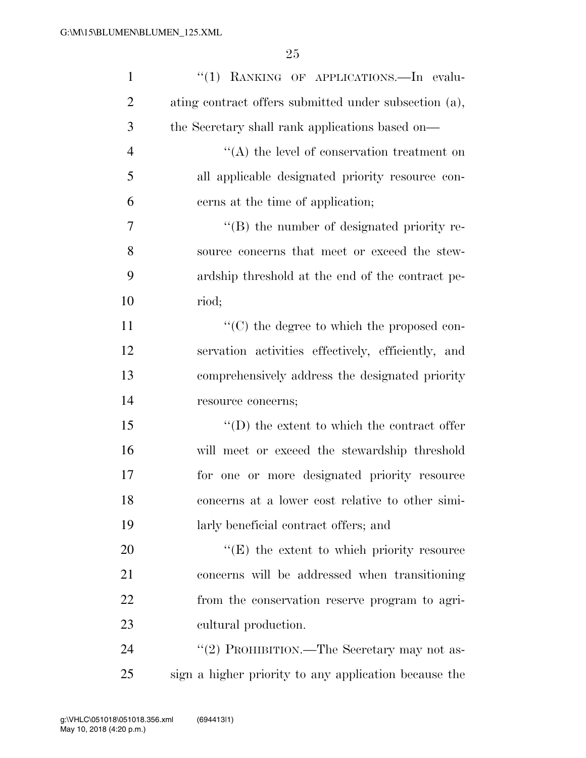"(1) RANKING OF APPLICATIONS.—In evaluating contract offers submitted under subsection (a), the Secretary shall rank applications based on—

"(A) the level of conservation treatment on all applicable designated priority resource concerns at the time of application;

"(B) the number of designated priority resource concerns that meet or exceed the stewardship threshold at the end of the contract period;

"(C) the degree to which the proposed conservation activities effectively, efficiently, and comprehensively address the designated priority resource concerns;

"(D) the extent to which the contract offer will meet or exceed the stewardship threshold for one or more designated priority resource concerns at a lower cost relative to other similarly beneficial contract offers; and

"(E) the extent to which priority resource concerns will be addressed when transitioning from the conservation reserve program to agricultural production.

"(2) PROHIBITION.—The Secretary may not assign a higher priority to any application because the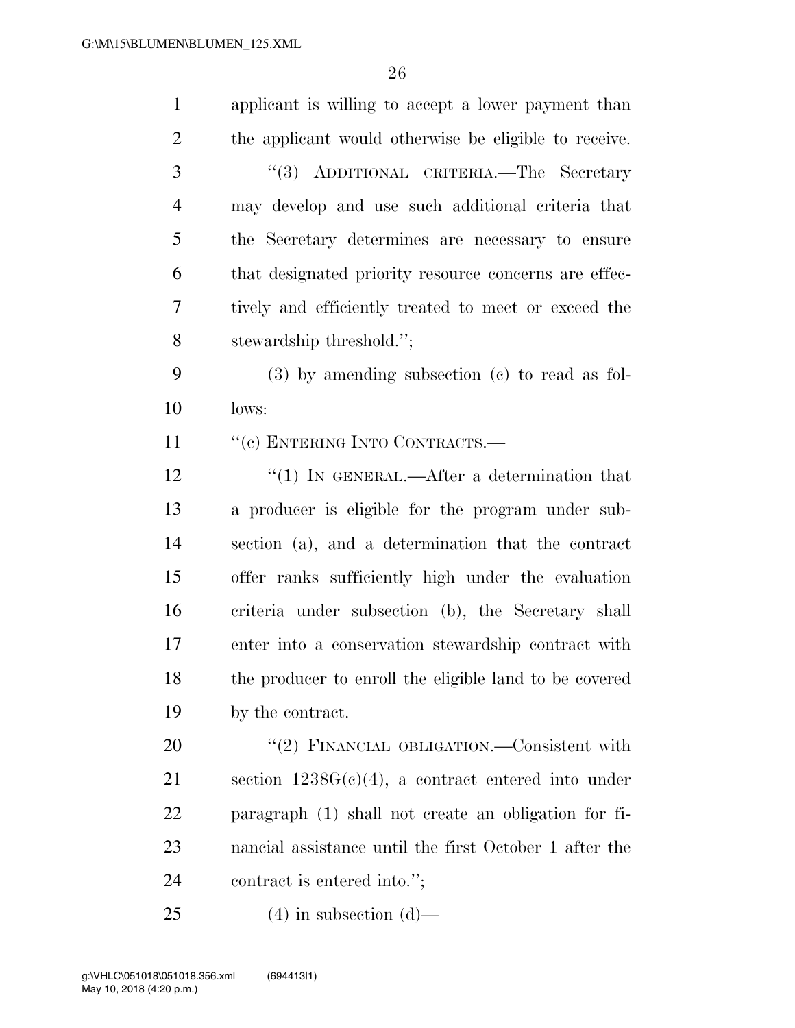applicant is willing to accept a lower payment than the applicant would otherwise be eligible to receive.

"(3) ADDITIONAL CRITERIA.—The Secretary may develop and use such additional criteria that the Secretary determines are necessary to ensure that designated priority resource concerns are effectively and efficiently treated to meet or exceed the stewardship threshold.";

(3) by amending subsection (c) to read as follows:

"(c) ENTERING INTO CONTRACTS.—

"(1) IN GENERAL.—After a determination that a producer is eligible for the program under subsection (a), and a determination that the contract offer ranks sufficiently high under the evaluation criteria under subsection (b), the Secretary shall enter into a conservation stewardship contract with the producer to enroll the eligible land to be covered by the contract.

"(2) FINANCIAL OBLIGATION.—Consistent with section 1238G(c)(4), a contract entered into under paragraph (1) shall not create an obligation for financial assistance until the first October 1 after the contract is entered into.";

(4) in subsection (d)—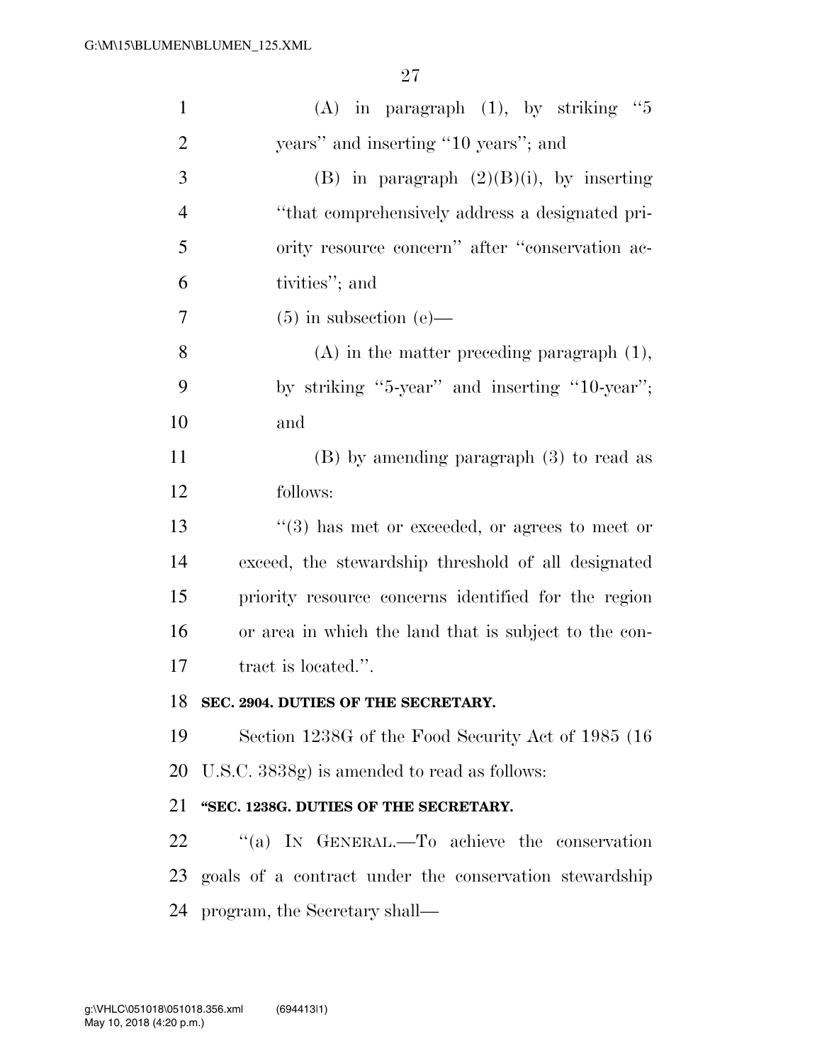(A) in paragraph (1), by striking "5 years" and inserting "10 years"; and

(B) in paragraph (2)(B)(i), by inserting "that comprehensively address a designated priority resource concern" after "conservation activities"; and

(5) in subsection (e)—

(A) in the matter preceding paragraph (1), by striking "5-year" and inserting "10-year"; and

(B) by amending paragraph (3) to read as follows:

"(3) has met or exceeded, or agrees to meet or exceed, the stewardship threshold of all designated priority resource concerns identified for the region or area in which the land that is subject to the contract is located.".

**SEC. 2904. DUTIES OF THE SECRETARY.**

Section 1238G of the Food Security Act of 1985 (16 U.S.C. 3838g) is amended to read as follows:

**"SEC. 1238G. DUTIES OF THE SECRETARY.**

"(a) IN GENERAL.—To achieve the conservation goals of a contract under the conservation stewardship program, the Secretary shall—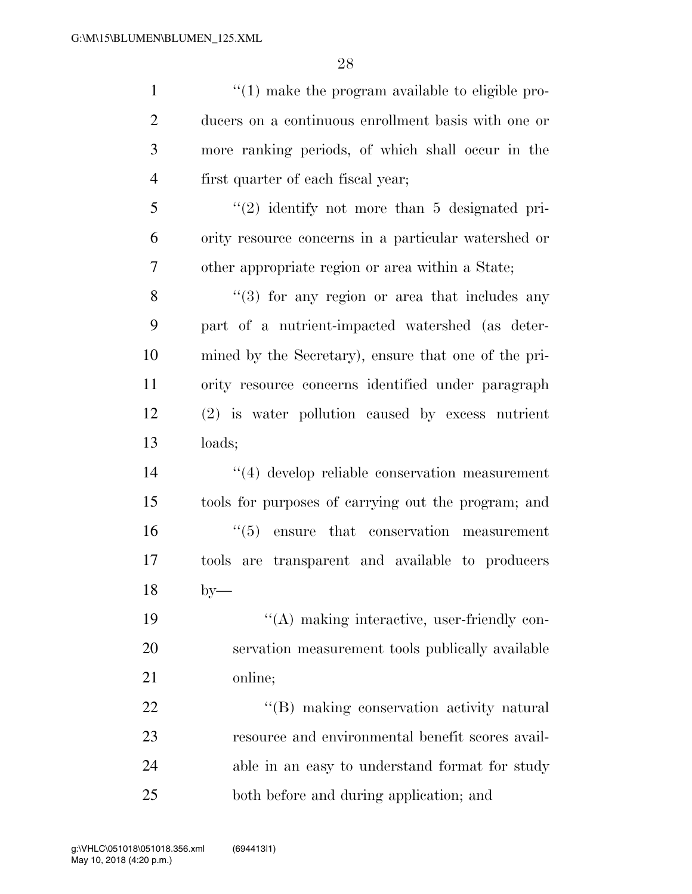''(1) make the program available to eligible producers on a continuous enrollment basis with one or more ranking periods, of which shall occur in the first quarter of each fiscal year;

''(2) identify not more than 5 designated priority resource concerns in a particular watershed or other appropriate region or area within a State;

''(3) for any region or area that includes any part of a nutrient-impacted watershed (as determined by the Secretary), ensure that one of the priority resource concerns identified under paragraph (2) is water pollution caused by excess nutrient loads;

''(4) develop reliable conservation measurement tools for purposes of carrying out the program; and

''(5) ensure that conservation measurement tools are transparent and available to producers by—

''(A) making interactive, user-friendly conservation measurement tools publically available online;

''(B) making conservation activity natural resource and environmental benefit scores available in an easy to understand format for study both before and during application; and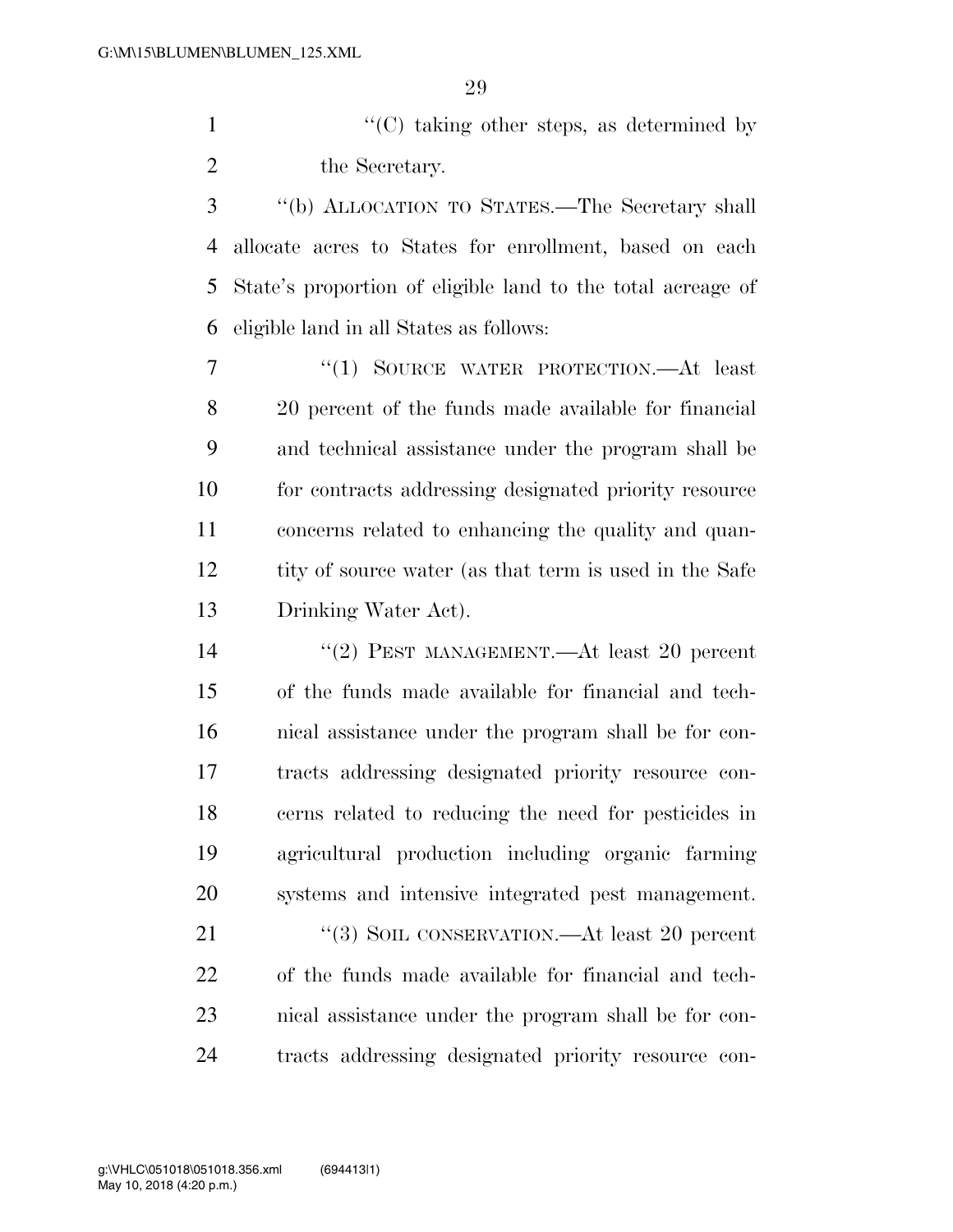''(C) taking other steps, as determined by the Secretary.

''(b) ALLOCATION TO STATES.—The Secretary shall allocate acres to States for enrollment, based on each State's proportion of eligible land to the total acreage of eligible land in all States as follows:

''(1) SOURCE WATER PROTECTION.—At least 20 percent of the funds made available for financial and technical assistance under the program shall be for contracts addressing designated priority resource concerns related to enhancing the quality and quantity of source water (as that term is used in the Safe Drinking Water Act).

''(2) PEST MANAGEMENT.—At least 20 percent of the funds made available for financial and technical assistance under the program shall be for contracts addressing designated priority resource concerns related to reducing the need for pesticides in agricultural production including organic farming systems and intensive integrated pest management.

''(3) SOIL CONSERVATION.—At least 20 percent of the funds made available for financial and technical assistance under the program shall be for contracts addressing designated priority resource con-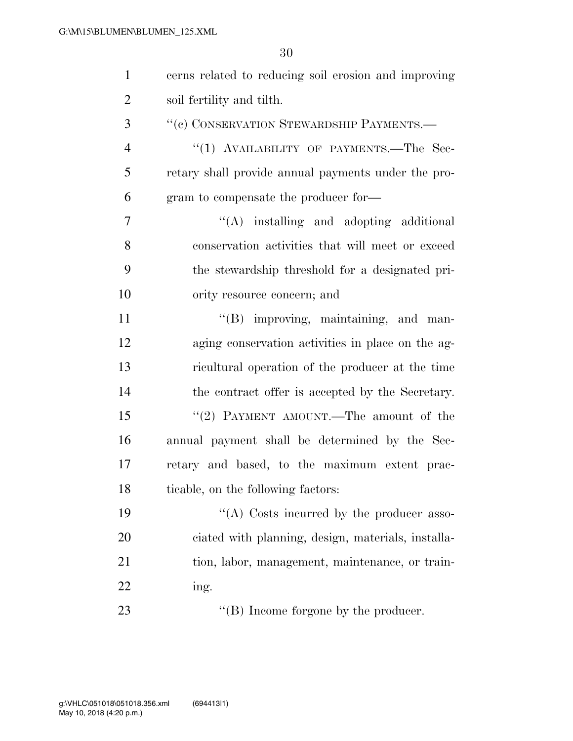cerns related to reducing soil erosion and improving soil fertility and tilth.

''(c) CONSERVATION STEWARDSHIP PAYMENTS.—

''(1) AVAILABILITY OF PAYMENTS.—The Secretary shall provide annual payments under the program to compensate the producer for—

''(A) installing and adopting additional conservation activities that will meet or exceed the stewardship threshold for a designated priority resource concern; and

''(B) improving, maintaining, and managing conservation activities in place on the agricultural operation of the producer at the time the contract offer is accepted by the Secretary.

''(2) PAYMENT AMOUNT.—The amount of the annual payment shall be determined by the Secretary and based, to the maximum extent practicable, on the following factors:

''(A) Costs incurred by the producer associated with planning, design, materials, installation, labor, management, maintenance, or training.

''(B) Income forgone by the producer.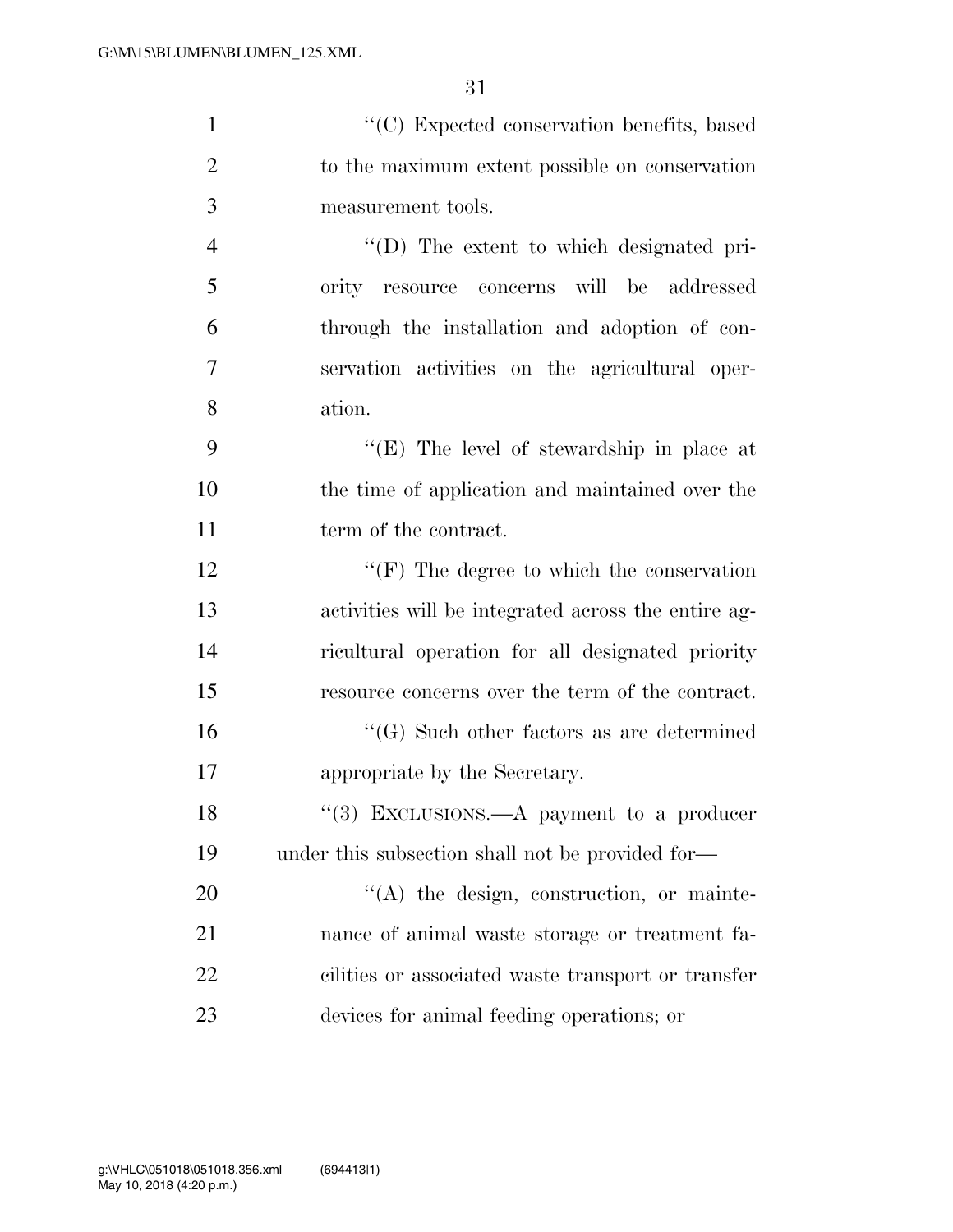''(C) Expected conservation benefits, based to the maximum extent possible on conservation measurement tools.

''(D) The extent to which designated priority resource concerns will be addressed through the installation and adoption of conservation activities on the agricultural operation.

''(E) The level of stewardship in place at the time of application and maintained over the term of the contract.

''(F) The degree to which the conservation activities will be integrated across the entire agricultural operation for all designated priority resource concerns over the term of the contract.

''(G) Such other factors as are determined appropriate by the Secretary.

''(3) EXCLUSIONS.—A payment to a producer under this subsection shall not be provided for—

''(A) the design, construction, or maintenance of animal waste storage or treatment facilities or associated waste transport or transfer devices for animal feeding operations; or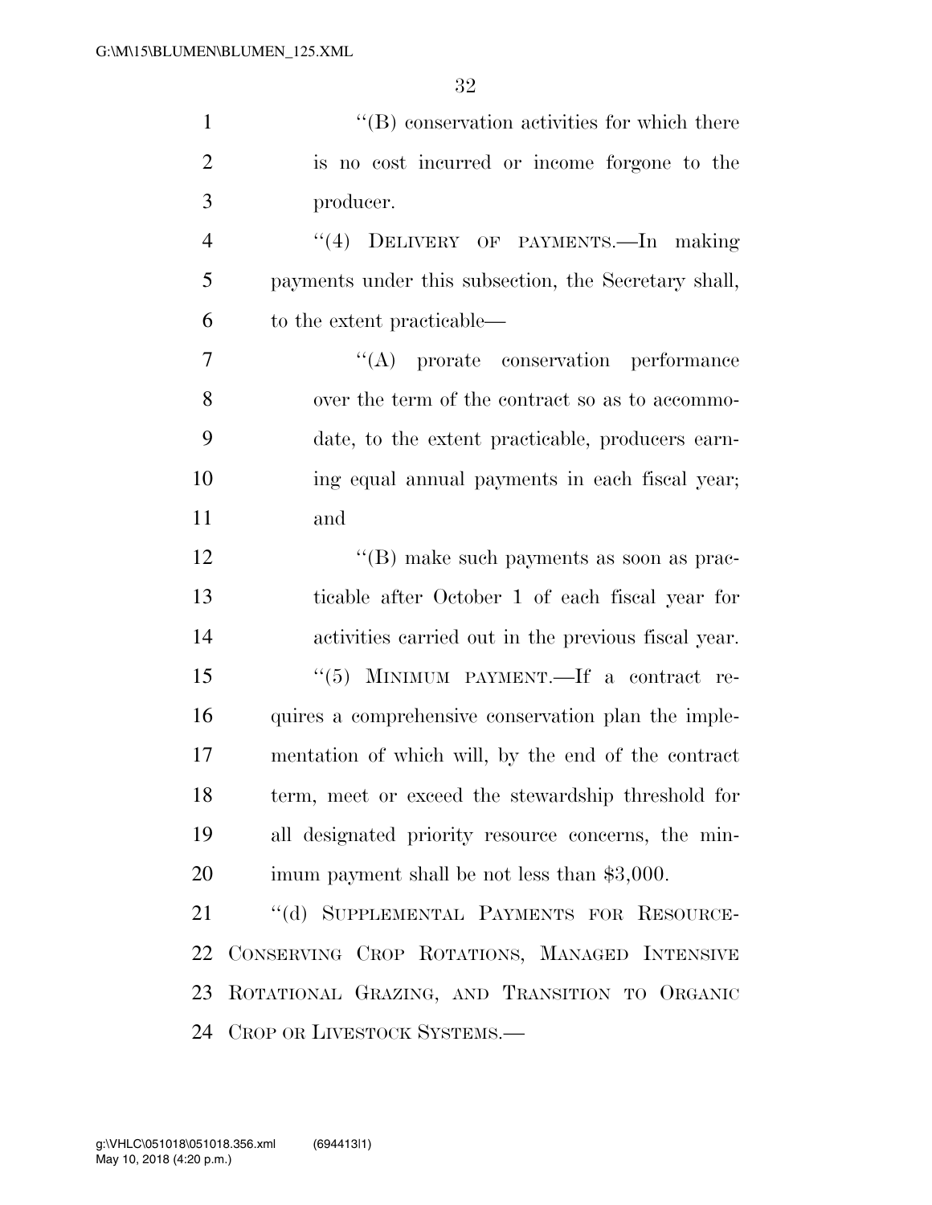''(B) conservation activities for which there is no cost incurred or income forgone to the producer.

''(4) DELIVERY OF PAYMENTS.—In making payments under this subsection, the Secretary shall, to the extent practicable—

''(A) prorate conservation performance over the term of the contract so as to accommodate, to the extent practicable, producers earning equal annual payments in each fiscal year; and

''(B) make such payments as soon as practicable after October 1 of each fiscal year for activities carried out in the previous fiscal year.

''(5) MINIMUM PAYMENT.—If a contract requires a comprehensive conservation plan the implementation of which will, by the end of the contract term, meet or exceed the stewardship threshold for all designated priority resource concerns, the minimum payment shall be not less than $3,000.

''(d) SUPPLEMENTAL PAYMENTS FOR RESOURCE-CONSERVING CROP ROTATIONS, MANAGED INTENSIVE ROTATIONAL GRAZING, AND TRANSITION TO ORGANIC CROP OR LIVESTOCK SYSTEMS.—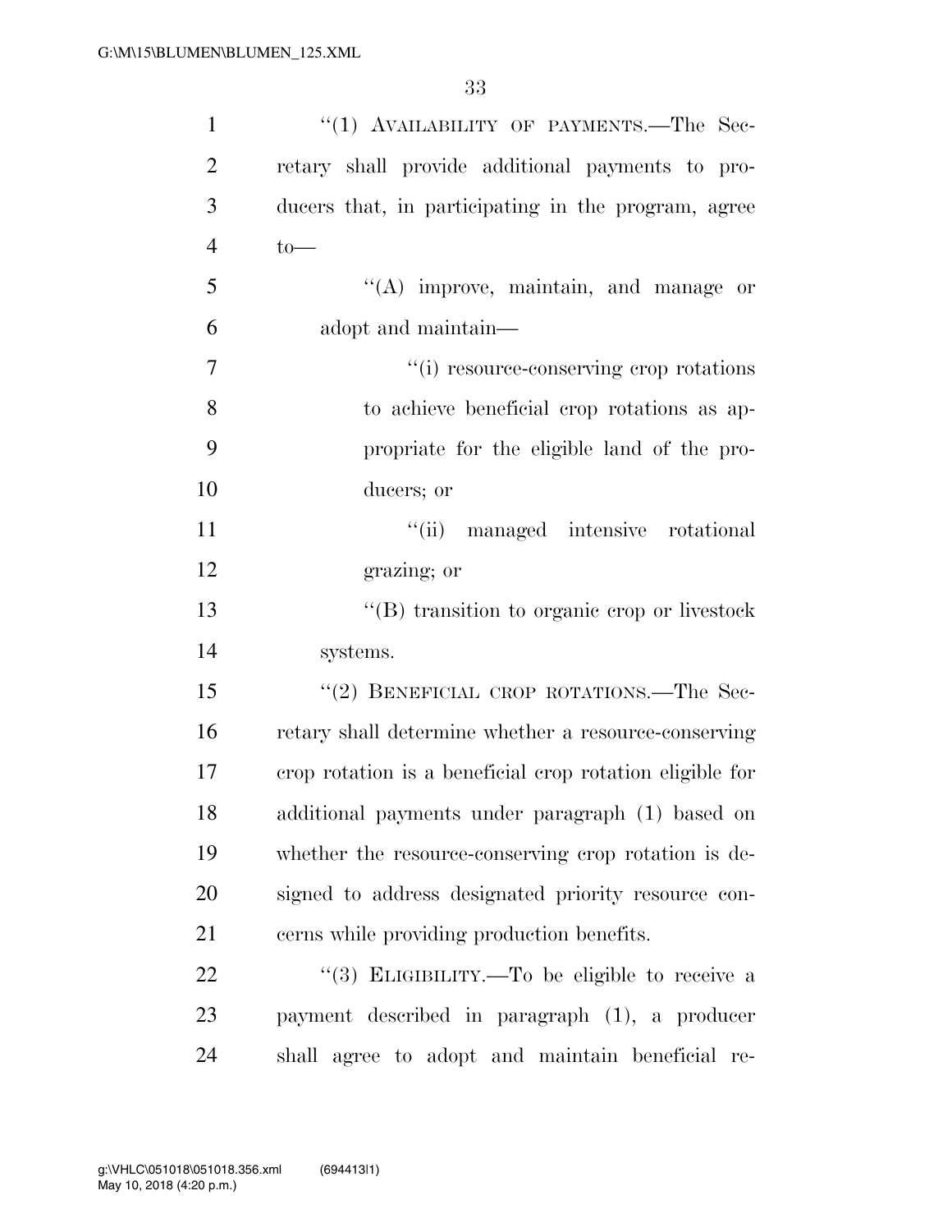"(1) AVAILABILITY OF PAYMENTS.—The Secretary shall provide additional payments to producers that, in participating in the program, agree to—

"(A) improve, maintain, and manage or adopt and maintain—

"(i) resource-conserving crop rotations to achieve beneficial crop rotations as appropriate for the eligible land of the producers; or

"(ii) managed intensive rotational grazing; or

"(B) transition to organic crop or livestock systems.

"(2) BENEFICIAL CROP ROTATIONS.—The Secretary shall determine whether a resource-conserving crop rotation is a beneficial crop rotation eligible for additional payments under paragraph (1) based on whether the resource-conserving crop rotation is designed to address designated priority resource concerns while providing production benefits.

"(3) ELIGIBILITY.—To be eligible to receive a payment described in paragraph (1), a producer shall agree to adopt and maintain beneficial re-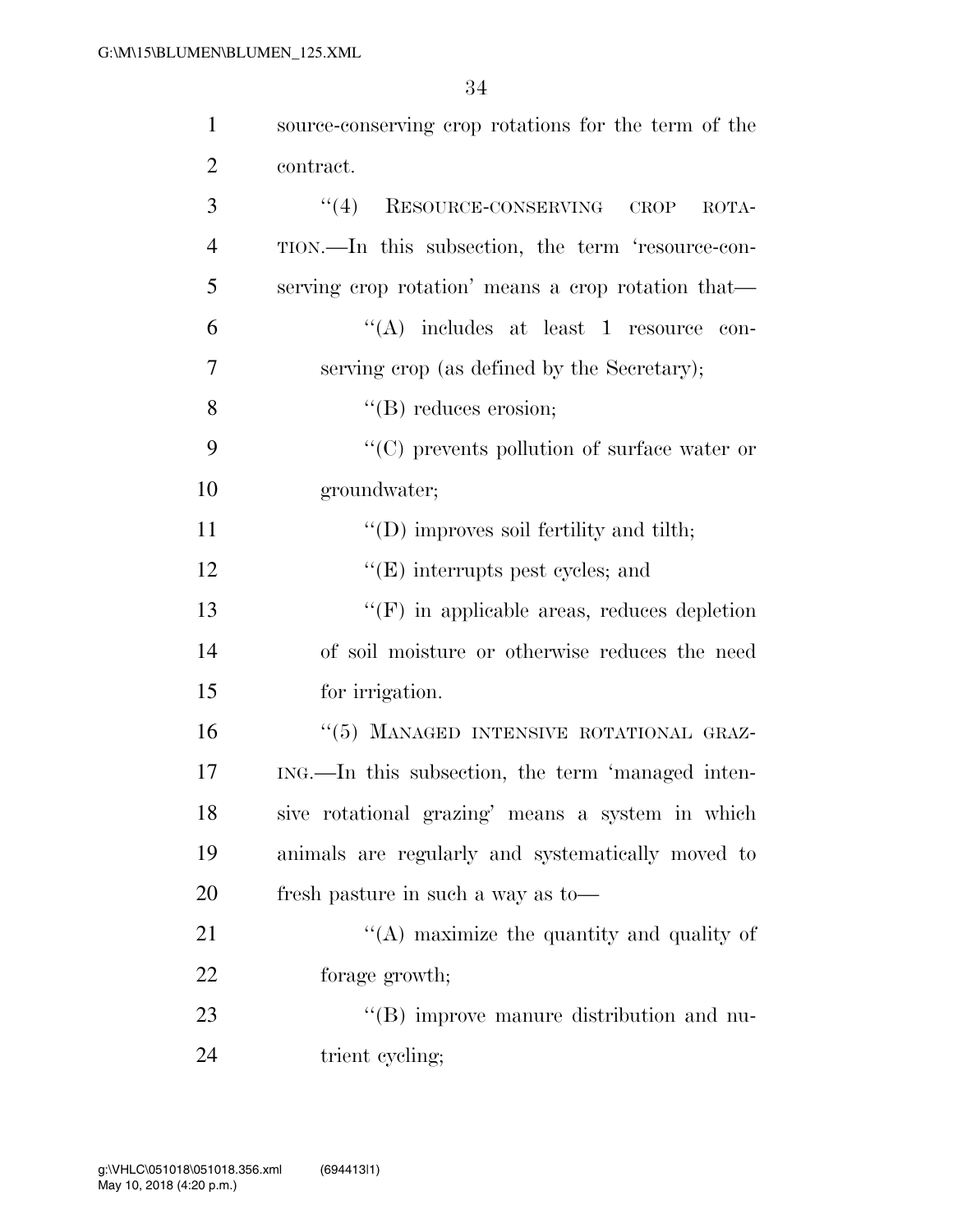source-conserving crop rotations for the term of the contract.

"(4) RESOURCE-CONSERVING CROP ROTATION.—In this subsection, the term 'resource-conserving crop rotation' means a crop rotation that—

"(A) includes at least 1 resource conserving crop (as defined by the Secretary);

"(B) reduces erosion;

"(C) prevents pollution of surface water or groundwater;

"(D) improves soil fertility and tilth;

"(E) interrupts pest cycles; and

"(F) in applicable areas, reduces depletion of soil moisture or otherwise reduces the need for irrigation.

"(5) MANAGED INTENSIVE ROTATIONAL GRAZING.—In this subsection, the term 'managed intensive rotational grazing' means a system in which animals are regularly and systematically moved to fresh pasture in such a way as to—

"(A) maximize the quantity and quality of forage growth;

"(B) improve manure distribution and nutrient cycling;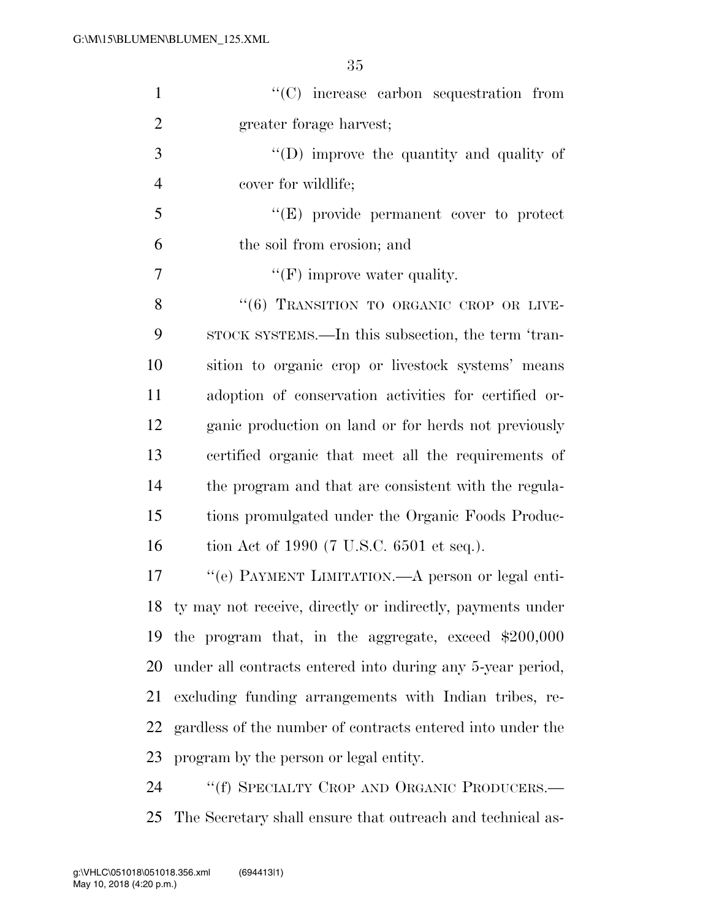''(C) increase carbon sequestration from greater forage harvest;

''(D) improve the quantity and quality of cover for wildlife;

''(E) provide permanent cover to protect the soil from erosion; and

''(F) improve water quality.

''(6) TRANSITION TO ORGANIC CROP OR LIVESTOCK SYSTEMS.—In this subsection, the term 'transition to organic crop or livestock systems' means adoption of conservation activities for certified organic production on land or for herds not previously certified organic that meet all the requirements of the program and that are consistent with the regulations promulgated under the Organic Foods Production Act of 1990 (7 U.S.C. 6501 et seq.).

''(e) PAYMENT LIMITATION.—A person or legal entity may not receive, directly or indirectly, payments under the program that, in the aggregate, exceed $200,000 under all contracts entered into during any 5-year period, excluding funding arrangements with Indian tribes, regardless of the number of contracts entered into under the program by the person or legal entity.

''(f) SPECIALTY CROP AND ORGANIC PRODUCERS.—The Secretary shall ensure that outreach and technical as-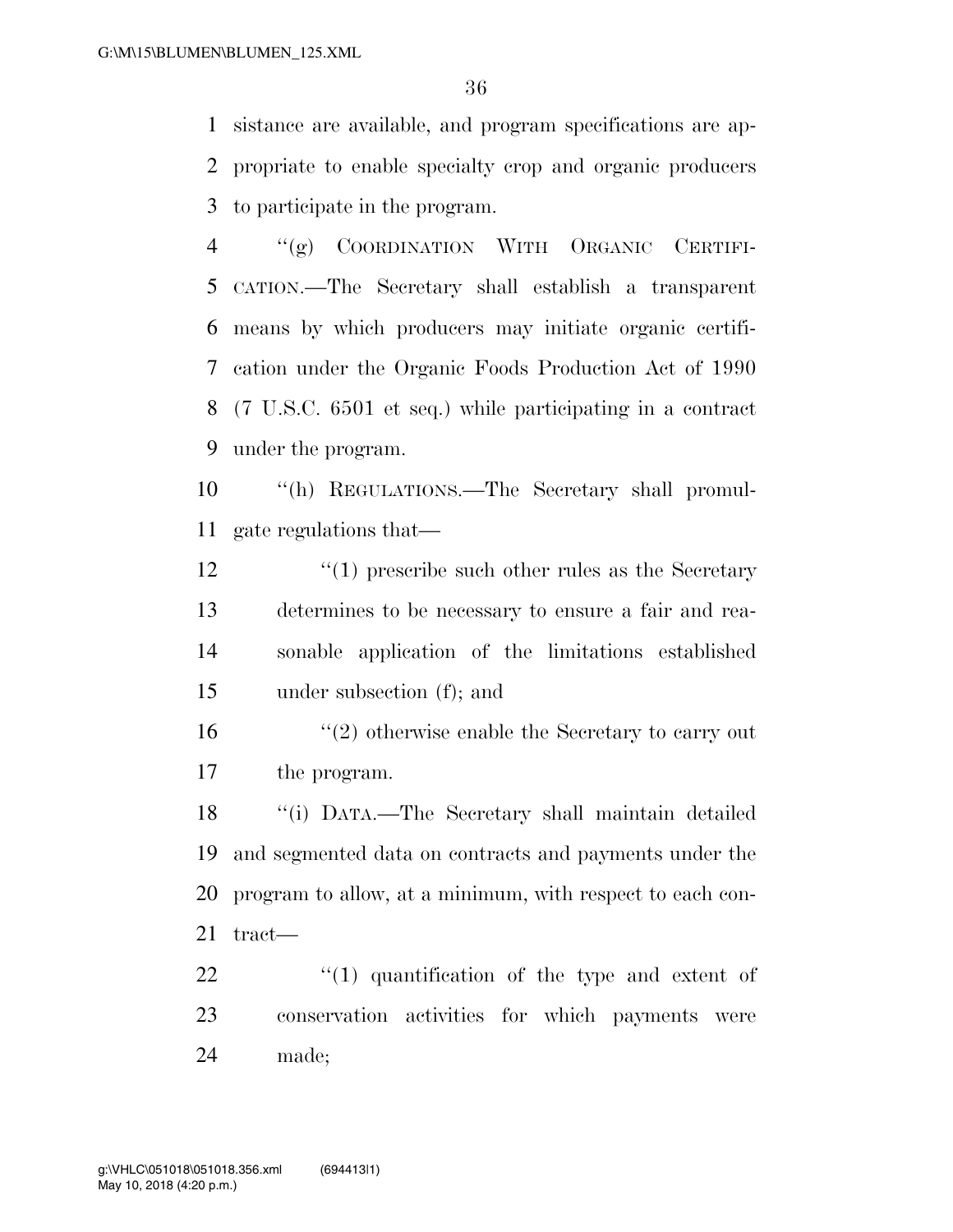sistance are available, and program specifications are appropriate to enable specialty crop and organic producers to participate in the program.

"(g) COORDINATION WITH ORGANIC CERTIFICATION.—The Secretary shall establish a transparent means by which producers may initiate organic certification under the Organic Foods Production Act of 1990 (7 U.S.C. 6501 et seq.) while participating in a contract under the program.

"(h) REGULATIONS.—The Secretary shall promulgate regulations that—

"(1) prescribe such other rules as the Secretary determines to be necessary to ensure a fair and reasonable application of the limitations established under subsection (f); and

"(2) otherwise enable the Secretary to carry out the program.

"(i) DATA.—The Secretary shall maintain detailed and segmented data on contracts and payments under the program to allow, at a minimum, with respect to each contract—

"(1) quantification of the type and extent of conservation activities for which payments were made;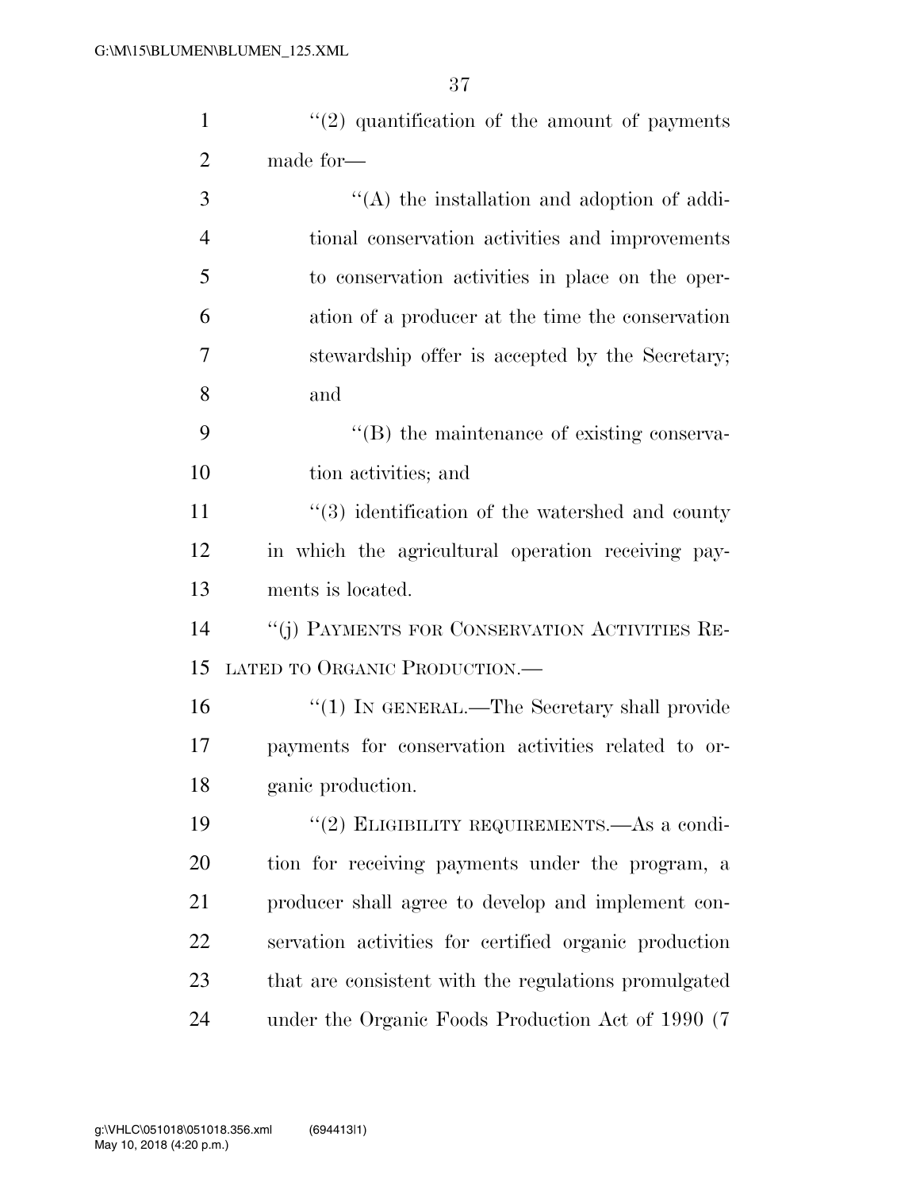''(2) quantification of the amount of payments made for—

''(A) the installation and adoption of additional conservation activities and improvements to conservation activities in place on the operation of a producer at the time the conservation stewardship offer is accepted by the Secretary; and

''(B) the maintenance of existing conservation activities; and

''(3) identification of the watershed and county in which the agricultural operation receiving payments is located.

''(j) PAYMENTS FOR CONSERVATION ACTIVITIES RELATED TO ORGANIC PRODUCTION.—

''(1) IN GENERAL.—The Secretary shall provide payments for conservation activities related to organic production.

''(2) ELIGIBILITY REQUIREMENTS.—As a condition for receiving payments under the program, a producer shall agree to develop and implement conservation activities for certified organic production that are consistent with the regulations promulgated under the Organic Foods Production Act of 1990 (7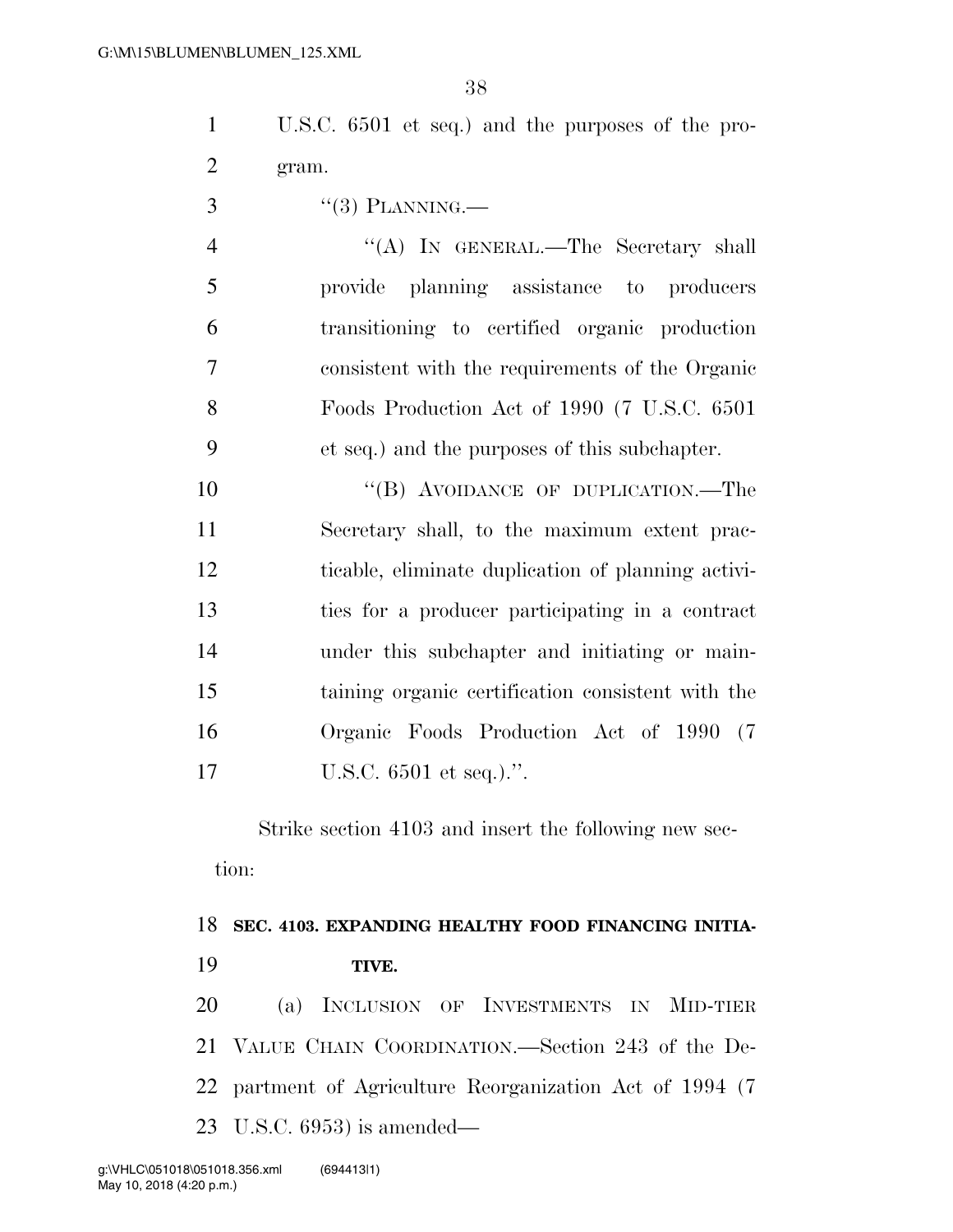U.S.C. 6501 et seq.) and the purposes of the program.

"(3) PLANNING.—

"(A) IN GENERAL.—The Secretary shall provide planning assistance to producers transitioning to certified organic production consistent with the requirements of the Organic Foods Production Act of 1990 (7 U.S.C. 6501 et seq.) and the purposes of this subchapter.

"(B) AVOIDANCE OF DUPLICATION.—The Secretary shall, to the maximum extent practicable, eliminate duplication of planning activities for a producer participating in a contract under this subchapter and initiating or maintaining organic certification consistent with the Organic Foods Production Act of 1990 (7 U.S.C. 6501 et seq.).".

Strike section 4103 and insert the following new section:

**SEC. 4103. EXPANDING HEALTHY FOOD FINANCING INITIATIVE.**

(a) INCLUSION OF INVESTMENTS IN MID-TIER VALUE CHAIN COORDINATION.—Section 243 of the Department of Agriculture Reorganization Act of 1994 (7 U.S.C. 6953) is amended—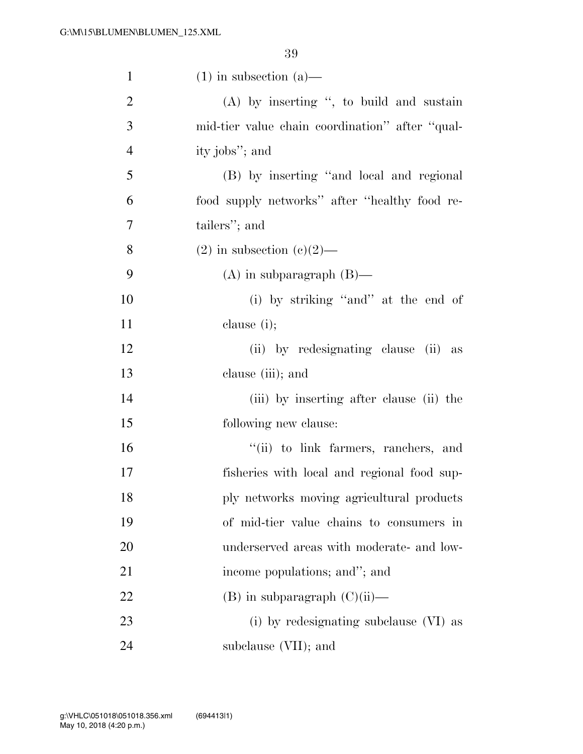(1) in subsection (a)—

(A) by inserting ", to build and sustain mid-tier value chain coordination" after "quality jobs"; and

(B) by inserting "and local and regional food supply networks" after "healthy food retailers"; and

(2) in subsection (c)(2)—

(A) in subparagraph (B)—

(i) by striking "and" at the end of clause (i);

(ii) by redesignating clause (ii) as clause (iii); and

(iii) by inserting after clause (ii) the following new clause:

"(ii) to link farmers, ranchers, and fisheries with local and regional food supply networks moving agricultural products of mid-tier value chains to consumers in underserved areas with moderate- and low-income populations; and"; and

(B) in subparagraph (C)(ii)—

(i) by redesignating subclause (VI) as subclause (VII); and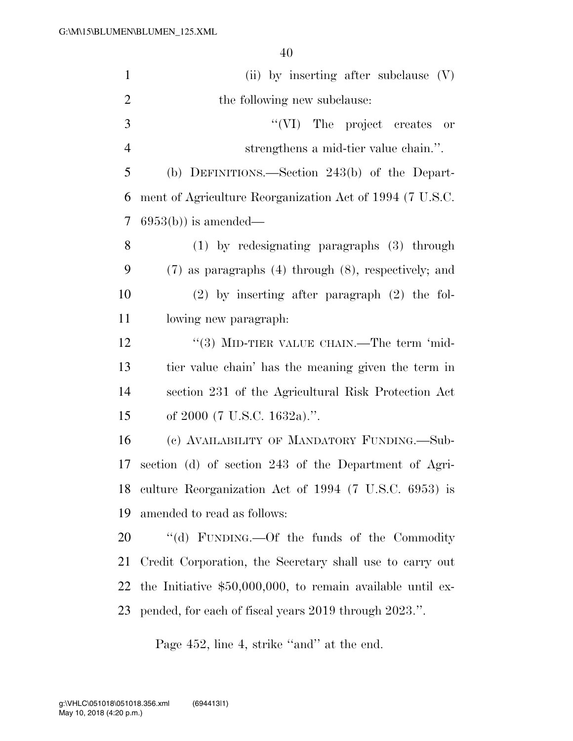(ii) by inserting after subclause (V) the following new subclause:

"(VI) The project creates or strengthens a mid-tier value chain.".

(b) DEFINITIONS.—Section 243(b) of the Department of Agriculture Reorganization Act of 1994 (7 U.S.C. 6953(b)) is amended—

(1) by redesignating paragraphs (3) through (7) as paragraphs (4) through (8), respectively; and

(2) by inserting after paragraph (2) the following new paragraph:

"(3) MID-TIER VALUE CHAIN.—The term 'mid-tier value chain' has the meaning given the term in section 231 of the Agricultural Risk Protection Act of 2000 (7 U.S.C. 1632a).".

(c) AVAILABILITY OF MANDATORY FUNDING.—Subsection (d) of section 243 of the Department of Agriculture Reorganization Act of 1994 (7 U.S.C. 6953) is amended to read as follows:

"(d) FUNDING.—Of the funds of the Commodity Credit Corporation, the Secretary shall use to carry out the Initiative $50,000,000, to remain available until expended, for each of fiscal years 2019 through 2023.".

Page 452, line 4, strike "and" at the end.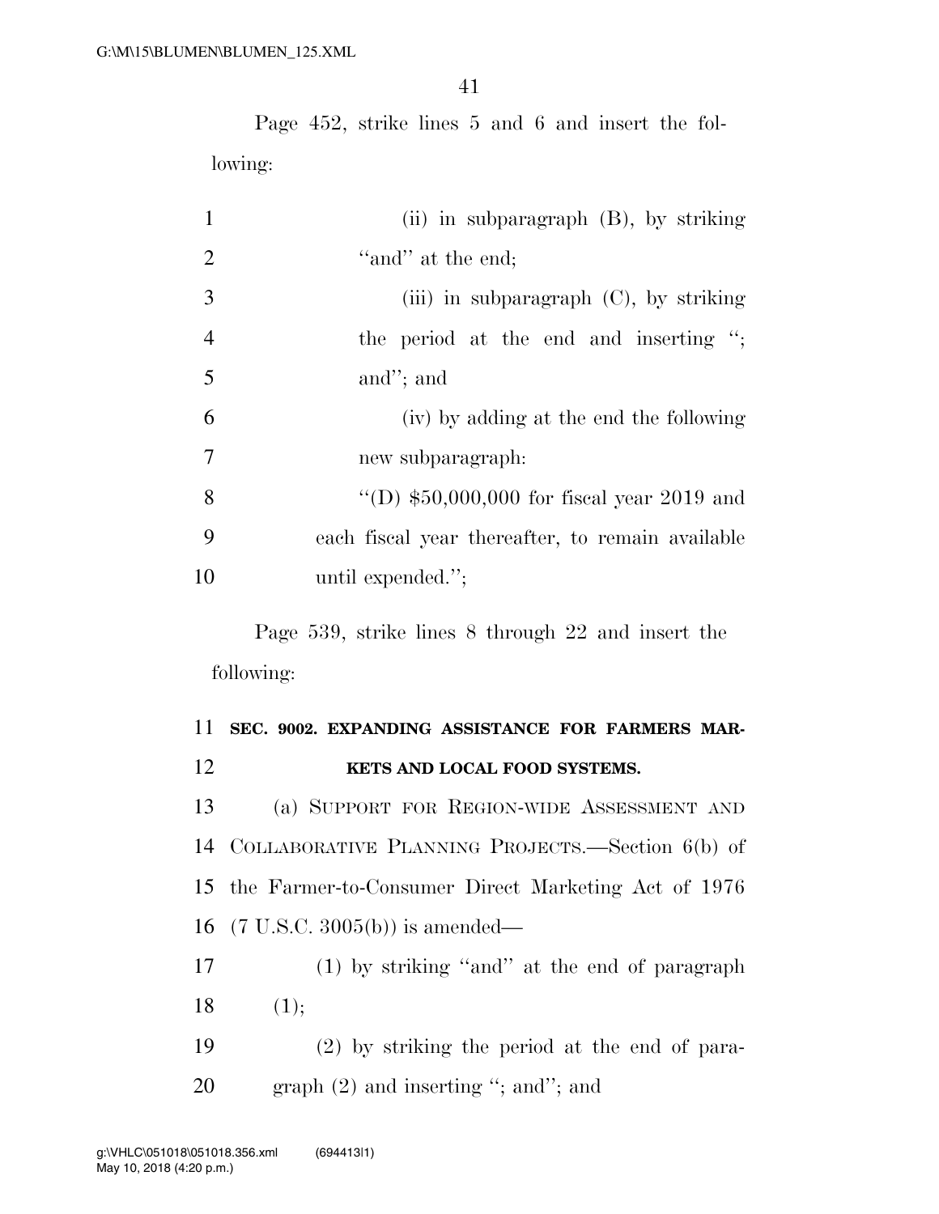Page 452, strike lines 5 and 6 and insert the following:

(ii) in subparagraph (B), by striking "and" at the end;

(iii) in subparagraph (C), by striking the period at the end and inserting "; and"; and

(iv) by adding at the end the following new subparagraph:

"(D) $50,000,000 for fiscal year 2019 and each fiscal year thereafter, to remain available until expended.";

Page 539, strike lines 8 through 22 and insert the following:

**SEC. 9002. EXPANDING ASSISTANCE FOR FARMERS MARKETS AND LOCAL FOOD SYSTEMS.**

(a) SUPPORT FOR REGION-WIDE ASSESSMENT AND COLLABORATIVE PLANNING PROJECTS.—Section 6(b) of the Farmer-to-Consumer Direct Marketing Act of 1976 (7 U.S.C. 3005(b)) is amended—

(1) by striking "and" at the end of paragraph (1);

(2) by striking the period at the end of paragraph (2) and inserting "; and"; and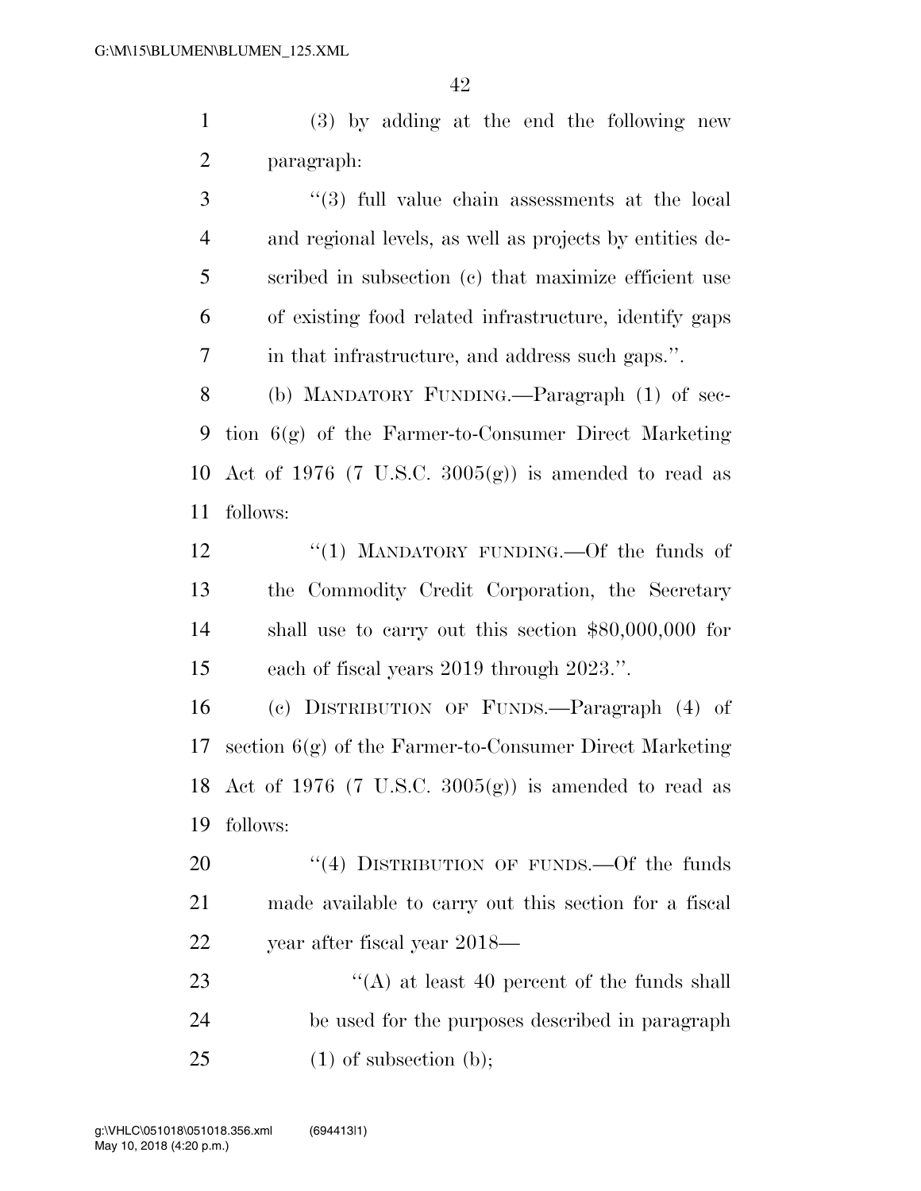(3) by adding at the end the following new paragraph:

"(3) full value chain assessments at the local and regional levels, as well as projects by entities described in subsection (c) that maximize efficient use of existing food related infrastructure, identify gaps in that infrastructure, and address such gaps.".

(b) MANDATORY FUNDING.—Paragraph (1) of section 6(g) of the Farmer-to-Consumer Direct Marketing Act of 1976 (7 U.S.C. 3005(g)) is amended to read as follows:

"(1) MANDATORY FUNDING.—Of the funds of the Commodity Credit Corporation, the Secretary shall use to carry out this section $80,000,000 for each of fiscal years 2019 through 2023.".

(c) DISTRIBUTION OF FUNDS.—Paragraph (4) of section 6(g) of the Farmer-to-Consumer Direct Marketing Act of 1976 (7 U.S.C. 3005(g)) is amended to read as follows:

"(4) DISTRIBUTION OF FUNDS.—Of the funds made available to carry out this section for a fiscal year after fiscal year 2018—

"(A) at least 40 percent of the funds shall be used for the purposes described in paragraph (1) of subsection (b);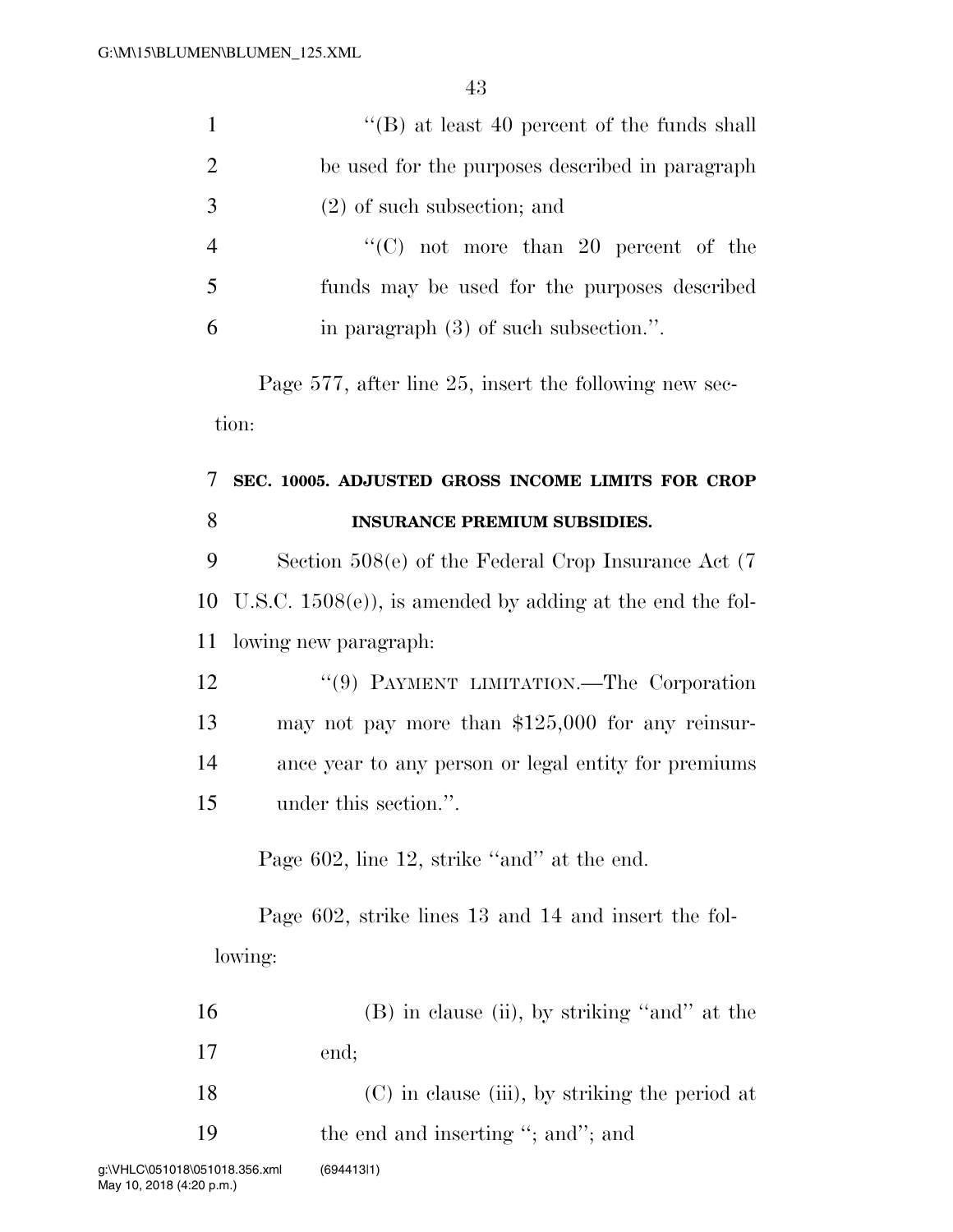"(B) at least 40 percent of the funds shall be used for the purposes described in paragraph (2) of such subsection; and

"(C) not more than 20 percent of the funds may be used for the purposes described in paragraph (3) of such subsection.".

Page 577, after line 25, insert the following new section:

**SEC. 10005. ADJUSTED GROSS INCOME LIMITS FOR CROP INSURANCE PREMIUM SUBSIDIES.**

Section 508(e) of the Federal Crop Insurance Act (7 U.S.C. 1508(e)), is amended by adding at the end the following new paragraph:

"(9) PAYMENT LIMITATION.—The Corporation may not pay more than $125,000 for any reinsurance year to any person or legal entity for premiums under this section.".

Page 602, line 12, strike "and" at the end.

Page 602, strike lines 13 and 14 and insert the following:

(B) in clause (ii), by striking "and" at the end;

(C) in clause (iii), by striking the period at the end and inserting "; and"; and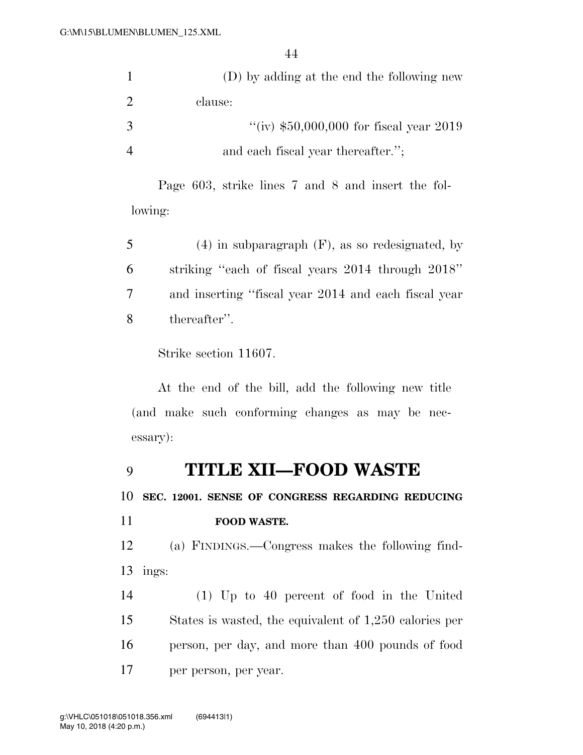(D) by adding at the end the following new clause:

''(iv) $50,000,000 for fiscal year 2019 and each fiscal year thereafter.'';

Page 603, strike lines 7 and 8 and insert the following:

(4) in subparagraph (F), as so redesignated, by striking ''each of fiscal years 2014 through 2018'' and inserting ''fiscal year 2014 and each fiscal year thereafter''.

Strike section 11607.

At the end of the bill, add the following new title (and make such conforming changes as may be necessary):

# TITLE XII—FOOD WASTE

### SEC. 12001. SENSE OF CONGRESS REGARDING REDUCING FOOD WASTE.

(a) FINDINGS.—Congress makes the following findings:

(1) Up to 40 percent of food in the United States is wasted, the equivalent of 1,250 calories per person, per day, and more than 400 pounds of food per person, per year.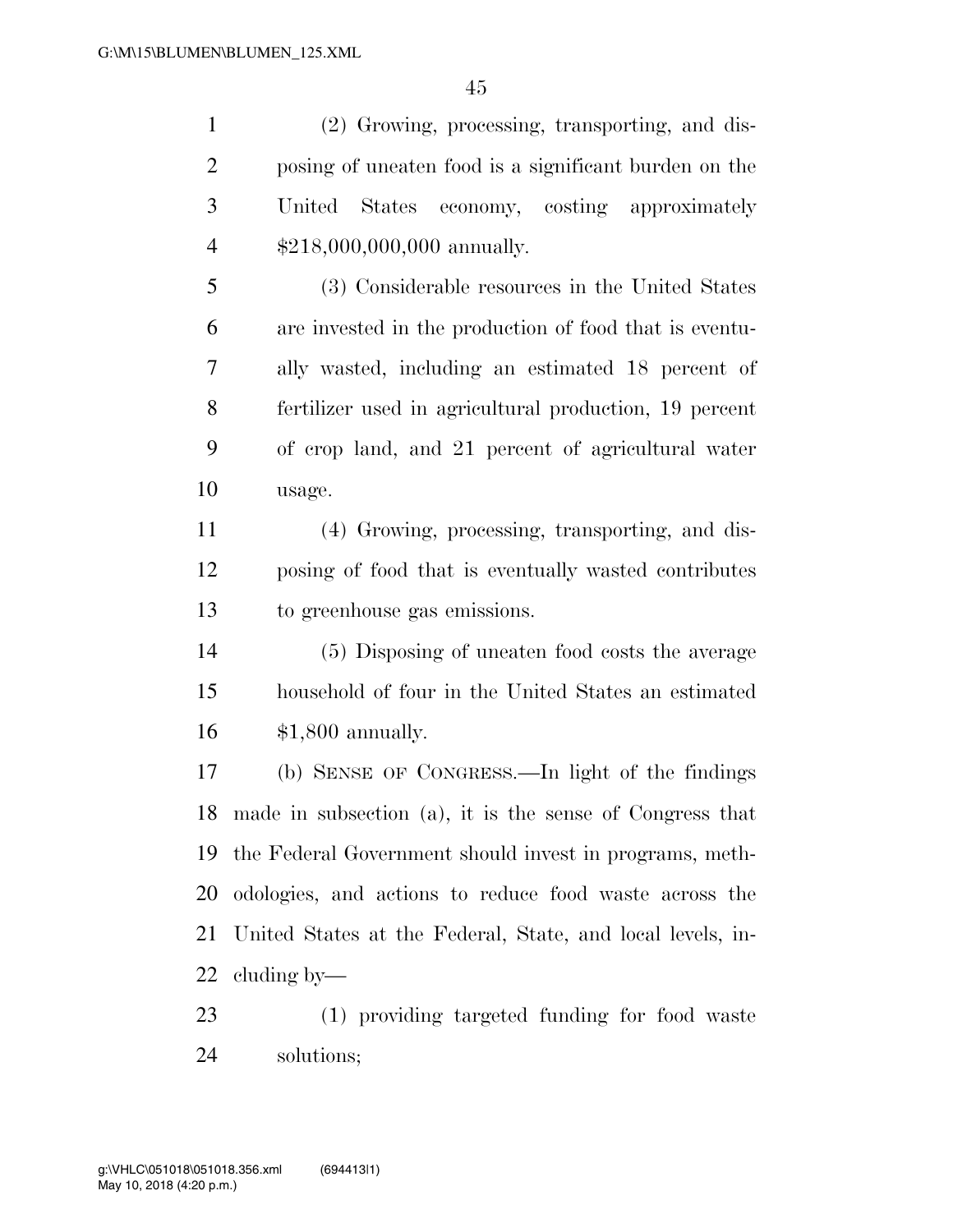(2) Growing, processing, transporting, and disposing of uneaten food is a significant burden on the United States economy, costing approximately $218,000,000,000 annually.

(3) Considerable resources in the United States are invested in the production of food that is eventually wasted, including an estimated 18 percent of fertilizer used in agricultural production, 19 percent of crop land, and 21 percent of agricultural water usage.

(4) Growing, processing, transporting, and disposing of food that is eventually wasted contributes to greenhouse gas emissions.

(5) Disposing of uneaten food costs the average household of four in the United States an estimated $1,800 annually.

(b) SENSE OF CONGRESS.—In light of the findings made in subsection (a), it is the sense of Congress that the Federal Government should invest in programs, methodologies, and actions to reduce food waste across the United States at the Federal, State, and local levels, including by—

(1) providing targeted funding for food waste solutions;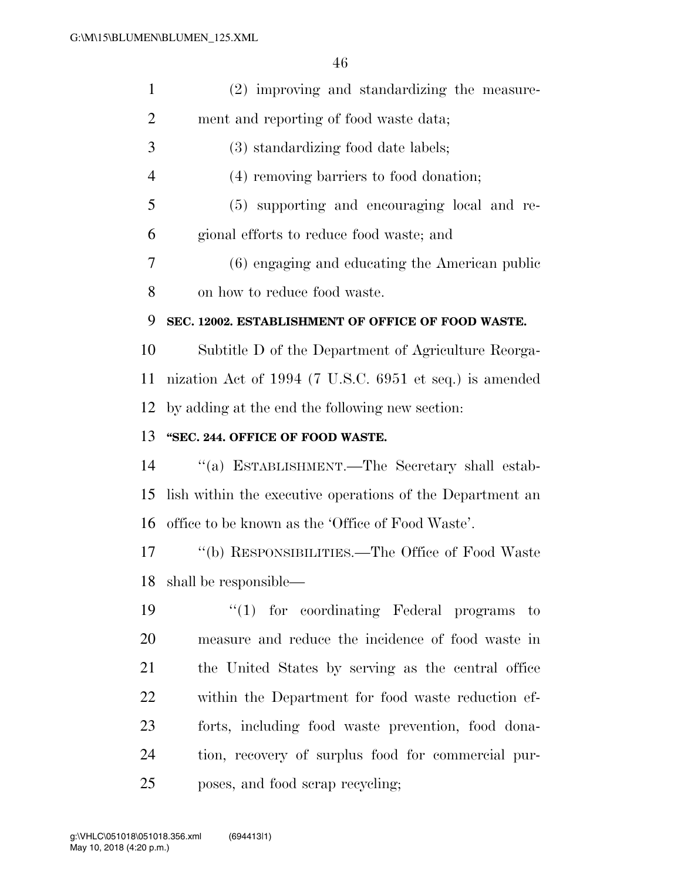(2) improving and standardizing the measurement and reporting of food waste data;

(3) standardizing food date labels;

(4) removing barriers to food donation;

(5) supporting and encouraging local and regional efforts to reduce food waste; and

(6) engaging and educating the American public on how to reduce food waste.

**SEC. 12002. ESTABLISHMENT OF OFFICE OF FOOD WASTE.**

Subtitle D of the Department of Agriculture Reorganization Act of 1994 (7 U.S.C. 6951 et seq.) is amended by adding at the end the following new section:

**"SEC. 244. OFFICE OF FOOD WASTE.**

"(a) ESTABLISHMENT.—The Secretary shall establish within the executive operations of the Department an office to be known as the 'Office of Food Waste'.

"(b) RESPONSIBILITIES.—The Office of Food Waste shall be responsible—

"(1) for coordinating Federal programs to measure and reduce the incidence of food waste in the United States by serving as the central office within the Department for food waste reduction efforts, including food waste prevention, food donation, recovery of surplus food for commercial purposes, and food scrap recycling;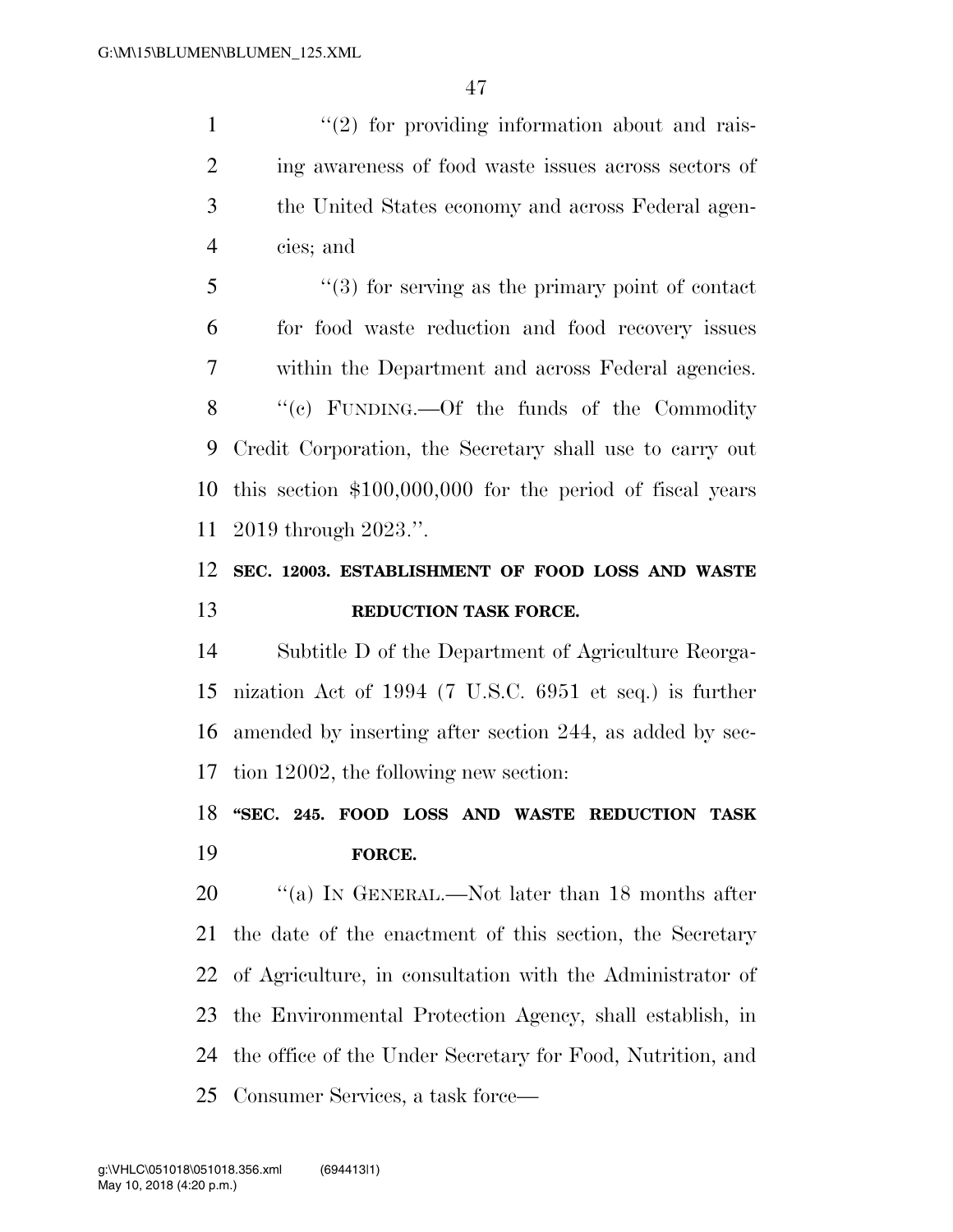"(2) for providing information about and raising awareness of food waste issues across sectors of the United States economy and across Federal agencies; and

"(3) for serving as the primary point of contact for food waste reduction and food recovery issues within the Department and across Federal agencies.

"(c) FUNDING.—Of the funds of the Commodity Credit Corporation, the Secretary shall use to carry out this section $100,000,000 for the period of fiscal years 2019 through 2023.".

**SEC. 12003. ESTABLISHMENT OF FOOD LOSS AND WASTE REDUCTION TASK FORCE.**

Subtitle D of the Department of Agriculture Reorganization Act of 1994 (7 U.S.C. 6951 et seq.) is further amended by inserting after section 244, as added by section 12002, the following new section:

**"SEC. 245. FOOD LOSS AND WASTE REDUCTION TASK FORCE.**

"(a) IN GENERAL.—Not later than 18 months after the date of the enactment of this section, the Secretary of Agriculture, in consultation with the Administrator of the Environmental Protection Agency, shall establish, in the office of the Under Secretary for Food, Nutrition, and Consumer Services, a task force—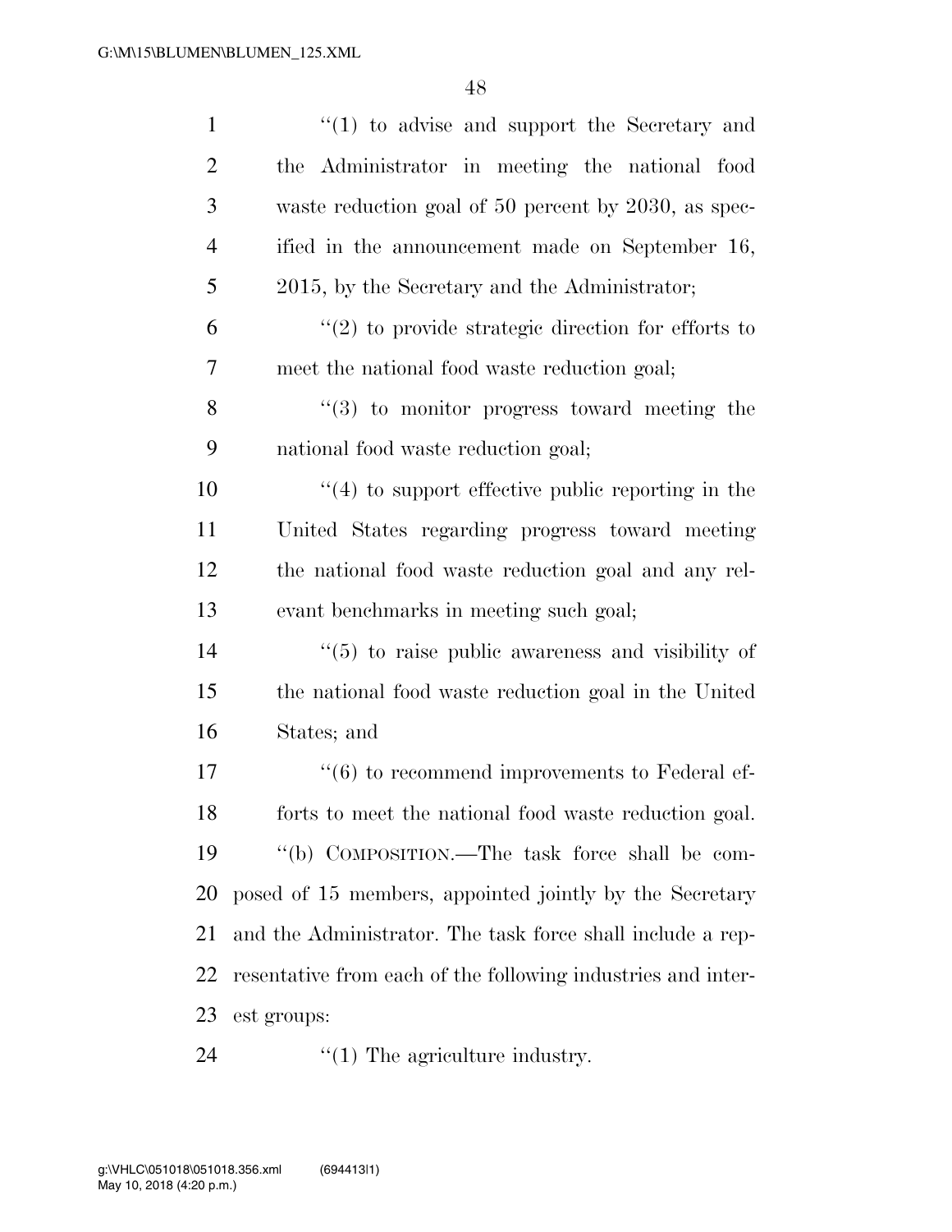''(1) to advise and support the Secretary and the Administrator in meeting the national food waste reduction goal of 50 percent by 2030, as specified in the announcement made on September 16, 2015, by the Secretary and the Administrator;

''(2) to provide strategic direction for efforts to meet the national food waste reduction goal;

''(3) to monitor progress toward meeting the national food waste reduction goal;

''(4) to support effective public reporting in the United States regarding progress toward meeting the national food waste reduction goal and any relevant benchmarks in meeting such goal;

''(5) to raise public awareness and visibility of the national food waste reduction goal in the United States; and

''(6) to recommend improvements to Federal efforts to meet the national food waste reduction goal.

''(b) COMPOSITION.—The task force shall be composed of 15 members, appointed jointly by the Secretary and the Administrator. The task force shall include a representative from each of the following industries and interest groups:

''(1) The agriculture industry.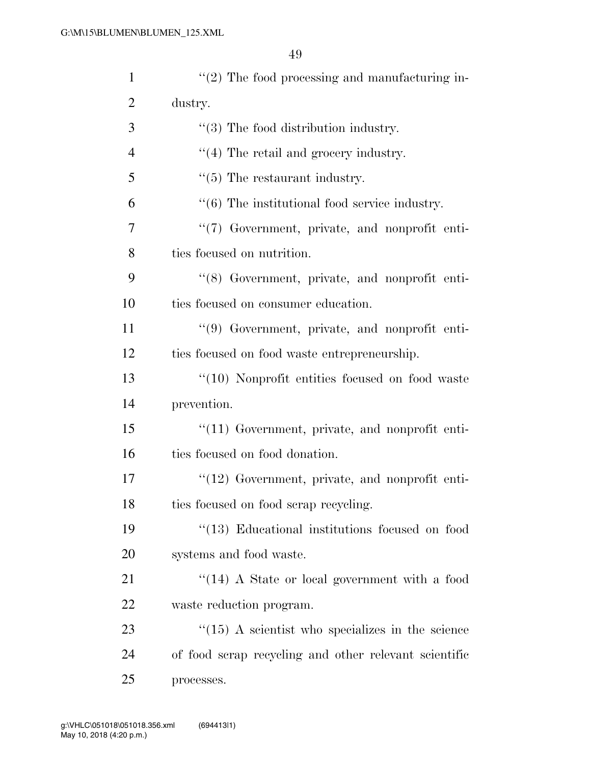''(2) The food processing and manufacturing industry.

''(3) The food distribution industry.

''(4) The retail and grocery industry.

''(5) The restaurant industry.

''(6) The institutional food service industry.

''(7) Government, private, and nonprofit entities focused on nutrition.

''(8) Government, private, and nonprofit entities focused on consumer education.

''(9) Government, private, and nonprofit entities focused on food waste entrepreneurship.

''(10) Nonprofit entities focused on food waste prevention.

''(11) Government, private, and nonprofit entities focused on food donation.

''(12) Government, private, and nonprofit entities focused on food scrap recycling.

''(13) Educational institutions focused on food systems and food waste.

''(14) A State or local government with a food waste reduction program.

''(15) A scientist who specializes in the science of food scrap recycling and other relevant scientific processes.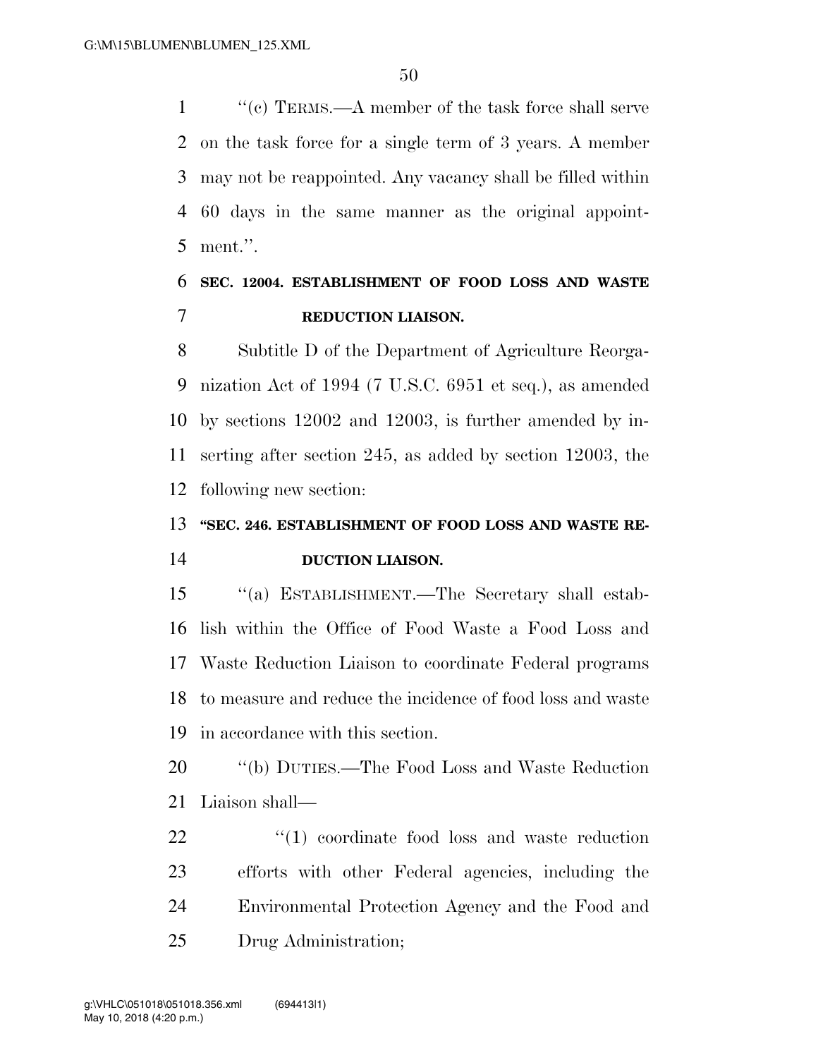''(c) TERMS.—A member of the task force shall serve on the task force for a single term of 3 years. A member may not be reappointed. Any vacancy shall be filled within 60 days in the same manner as the original appointment.''.

**SEC. 12004. ESTABLISHMENT OF FOOD LOSS AND WASTE REDUCTION LIAISON.**

Subtitle D of the Department of Agriculture Reorganization Act of 1994 (7 U.S.C. 6951 et seq.), as amended by sections 12002 and 12003, is further amended by inserting after section 245, as added by section 12003, the following new section:

**''SEC. 246. ESTABLISHMENT OF FOOD LOSS AND WASTE REDUCTION LIAISON.**

''(a) ESTABLISHMENT.—The Secretary shall establish within the Office of Food Waste a Food Loss and Waste Reduction Liaison to coordinate Federal programs to measure and reduce the incidence of food loss and waste in accordance with this section.

''(b) DUTIES.—The Food Loss and Waste Reduction Liaison shall—

''(1) coordinate food loss and waste reduction efforts with other Federal agencies, including the Environmental Protection Agency and the Food and Drug Administration;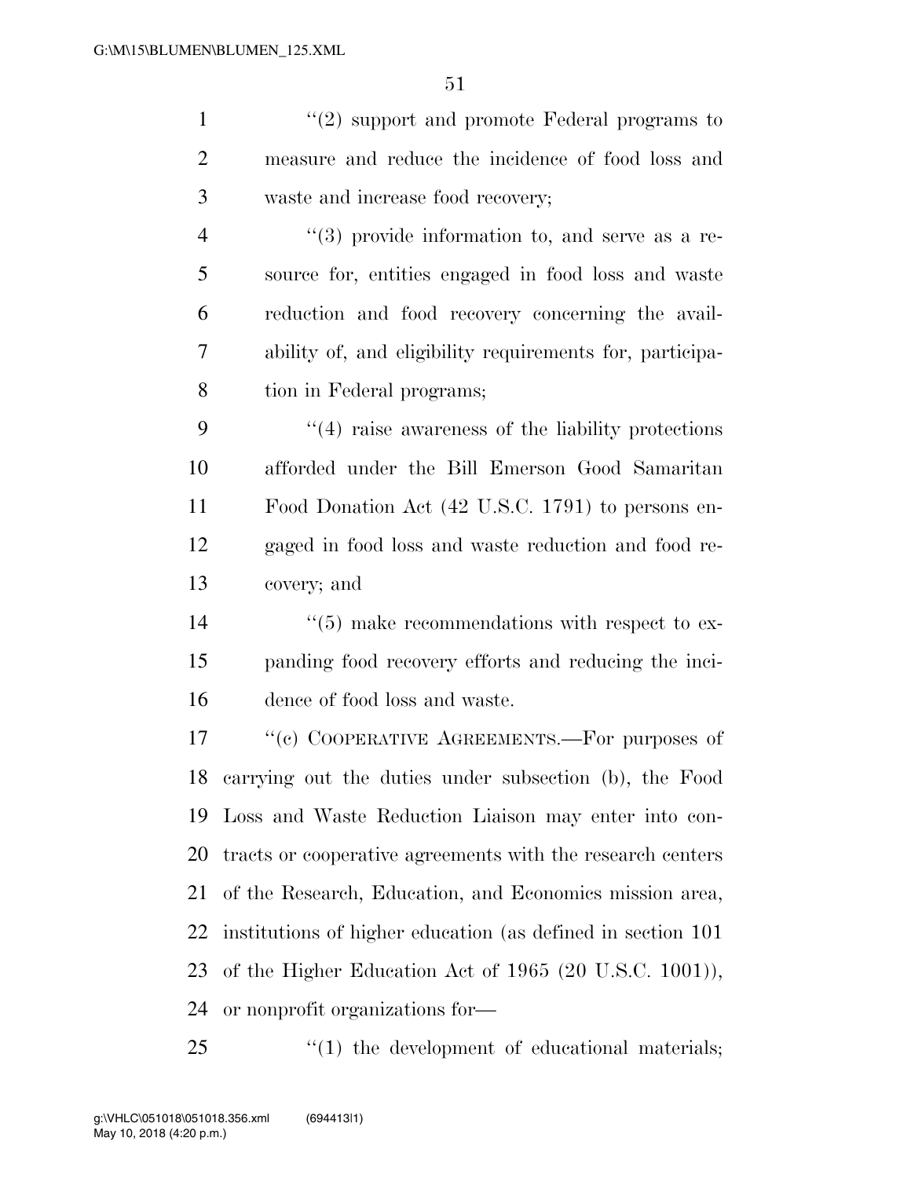''(2) support and promote Federal programs to measure and reduce the incidence of food loss and waste and increase food recovery;

''(3) provide information to, and serve as a resource for, entities engaged in food loss and waste reduction and food recovery concerning the availability of, and eligibility requirements for, participation in Federal programs;

''(4) raise awareness of the liability protections afforded under the Bill Emerson Good Samaritan Food Donation Act (42 U.S.C. 1791) to persons engaged in food loss and waste reduction and food recovery; and

''(5) make recommendations with respect to expanding food recovery efforts and reducing the incidence of food loss and waste.

''(c) COOPERATIVE AGREEMENTS.—For purposes of carrying out the duties under subsection (b), the Food Loss and Waste Reduction Liaison may enter into contracts or cooperative agreements with the research centers of the Research, Education, and Economics mission area, institutions of higher education (as defined in section 101 of the Higher Education Act of 1965 (20 U.S.C. 1001)), or nonprofit organizations for—

''(1) the development of educational materials;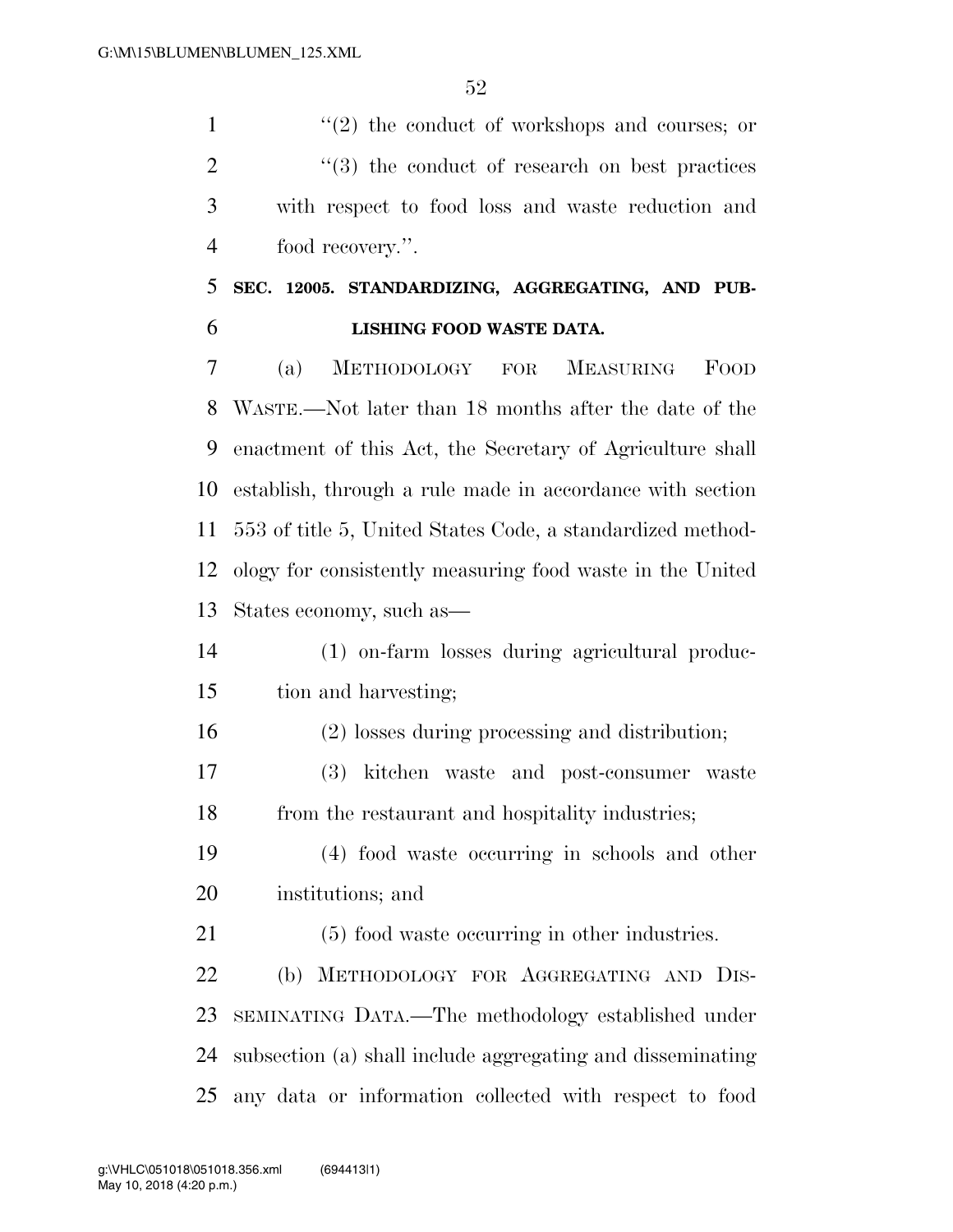"(2) the conduct of workshops and courses; or

"(3) the conduct of research on best practices with respect to food loss and waste reduction and food recovery.".

**SEC. 12005. STANDARDIZING, AGGREGATING, AND PUBLISHING FOOD WASTE DATA.**

(a) METHODOLOGY FOR MEASURING FOOD WASTE.—Not later than 18 months after the date of the enactment of this Act, the Secretary of Agriculture shall establish, through a rule made in accordance with section 553 of title 5, United States Code, a standardized methodology for consistently measuring food waste in the United States economy, such as—

(1) on-farm losses during agricultural production and harvesting;

(2) losses during processing and distribution;

(3) kitchen waste and post-consumer waste from the restaurant and hospitality industries;

(4) food waste occurring in schools and other institutions; and

(5) food waste occurring in other industries.

(b) METHODOLOGY FOR AGGREGATING AND DISSEMINATING DATA.—The methodology established under subsection (a) shall include aggregating and disseminating any data or information collected with respect to food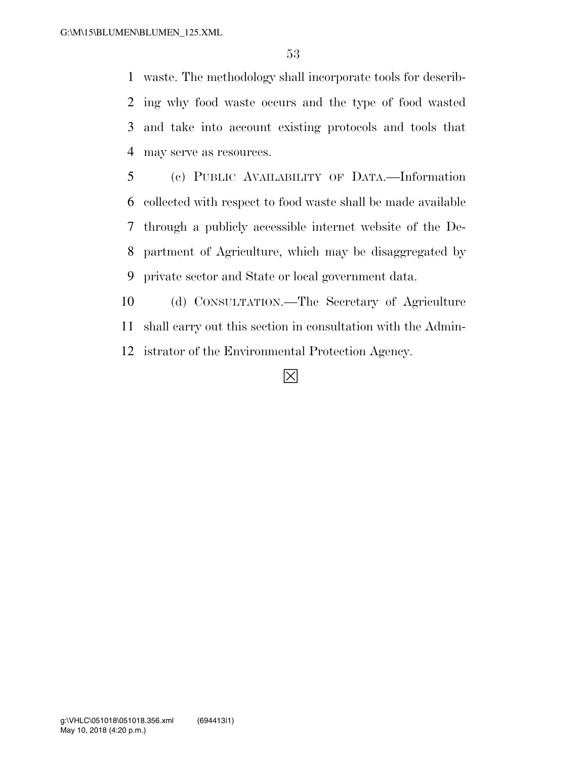waste. The methodology shall incorporate tools for describing why food waste occurs and the type of food wasted and take into account existing protocols and tools that may serve as resources.

(c) PUBLIC AVAILABILITY OF DATA.—Information collected with respect to food waste shall be made available through a publicly accessible internet website of the Department of Agriculture, which may be disaggregated by private sector and State or local government data.

(d) CONSULTATION.—The Secretary of Agriculture shall carry out this section in consultation with the Administrator of the Environmental Protection Agency.